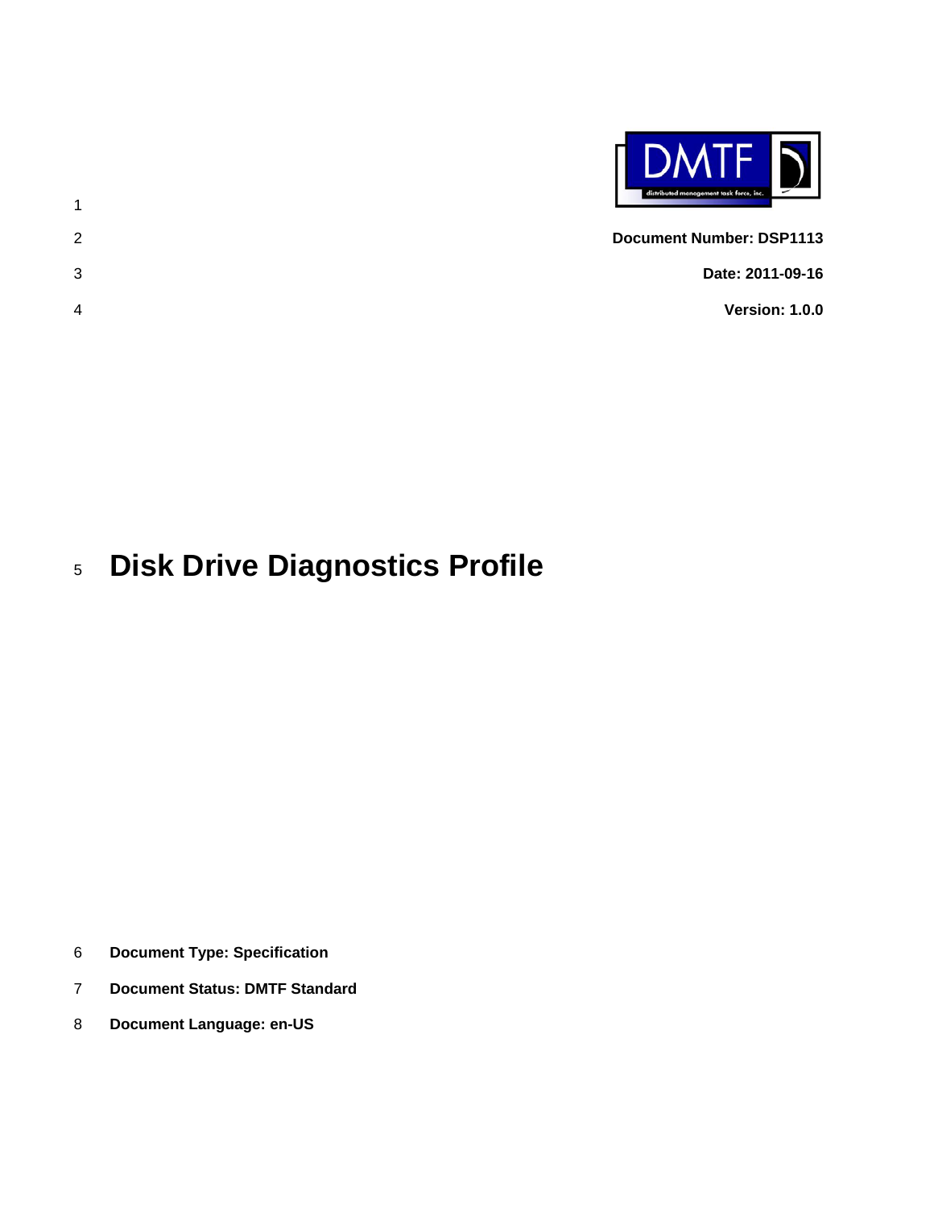**Document Number: DSP1113**

**Date: 2011-09-16**

**Version: 1.0.0**

# Disk Drive Diagnostics Profile

**Document Type: Specification**

**Document Status: DMTF Standard**

**Document Language: en-US**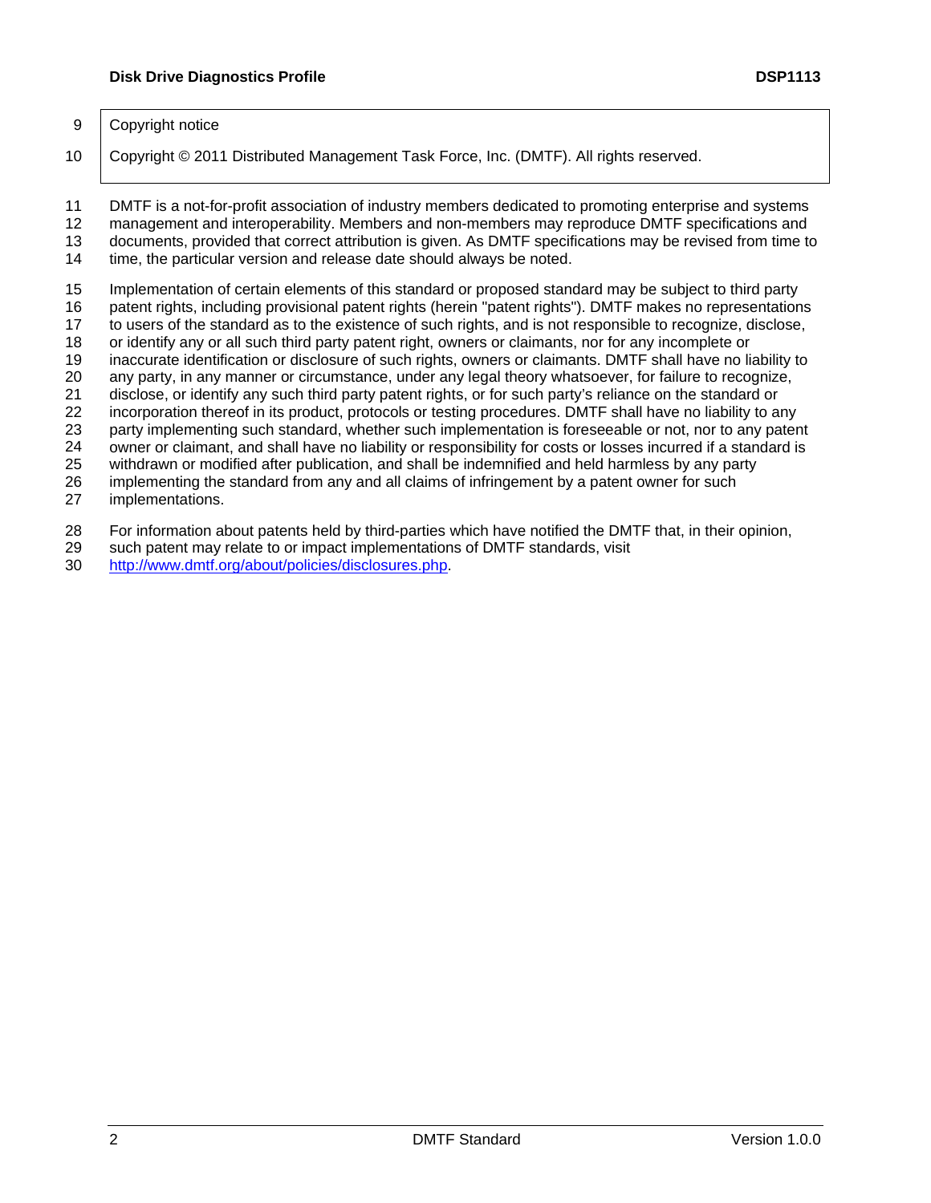Copyright notice

Copyright © 2011 Distributed Management Task Force, Inc. (DMTF). All rights reserved.

DMTF is a not-for-profit association of industry members dedicated to promoting enterprise and systems management and interoperability. Members and non-members may reproduce DMTF specifications and documents, provided that correct attribution is given. As DMTF specifications may be revised from time to time, the particular version and release date should always be noted.

Implementation of certain elements of this standard or proposed standard may be subject to third party patent rights, including provisional patent rights (herein "patent rights"). DMTF makes no representations to users of the standard as to the existence of such rights, and is not responsible to recognize, disclose, or identify any or all such third party patent right, owners or claimants, nor for any incomplete or inaccurate identification or disclosure of such rights, owners or claimants. DMTF shall have no liability to any party, in any manner or circumstance, under any legal theory whatsoever, for failure to recognize, disclose, or identify any such third party patent rights, or for such party's reliance on the standard or incorporation thereof in its product, protocols or testing procedures. DMTF shall have no liability to any party implementing such standard, whether such implementation is foreseeable or not, nor to any patent owner or claimant, and shall have no liability or responsibility for costs or losses incurred if a standard is withdrawn or modified after publication, and shall be indemnified and held harmless by any party implementing the standard from any and all claims of infringement by a patent owner for such implementations.

For information about patents held by third-parties which have notified the DMTF that, in their opinion, such patent may relate to or impact implementations of DMTF standards, visit http://www.dmtf.org/about/policies/disclosures.php.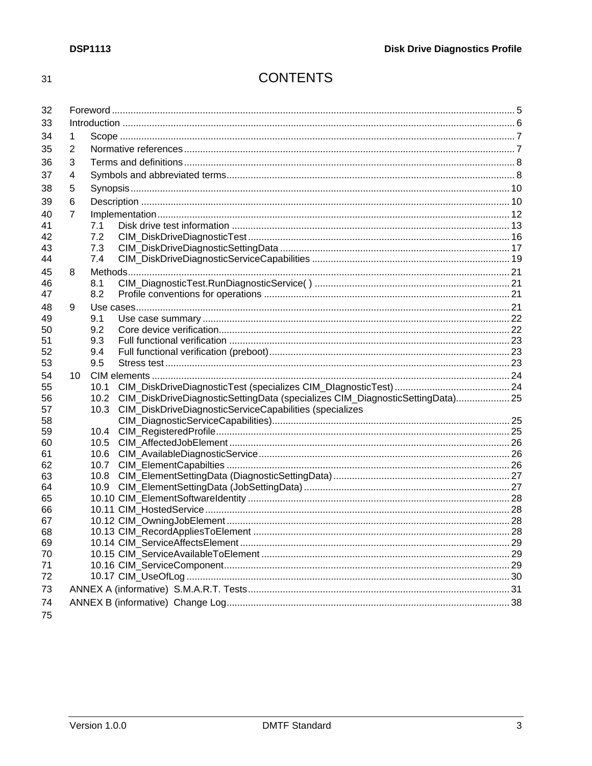# CONTENTS

- Foreword ..... 5
- Introduction ..... 6
- 1 Scope ..... 7
- 2 Normative references ..... 7
- 3 Terms and definitions ..... 8
- 4 Symbols and abbreviated terms ..... 8
- 5 Synopsis ..... 10
- 6 Description ..... 10
- 7 Implementation ..... 12
  - 7.1 Disk drive test information ..... 13
  - 7.2 CIM_DiskDriveDiagnosticTest ..... 16
  - 7.3 CIM_DiskDriveDiagnosticSettingData ..... 17
  - 7.4 CIM_DiskDriveDiagnosticServiceCapabilities ..... 19
- 8 Methods ..... 21
  - 8.1 CIM_DiagnosticTest.RunDiagnosticService( ) ..... 21
  - 8.2 Profile conventions for operations ..... 21
- 9 Use cases ..... 21
  - 9.1 Use case summary ..... 22
  - 9.2 Core device verification ..... 22
  - 9.3 Full functional verification ..... 23
  - 9.4 Full functional verification (preboot) ..... 23
  - 9.5 Stress test ..... 23
- 10 CIM elements ..... 24
  - 10.1 CIM_DiskDriveDiagnosticTest (specializes CIM_DIagnosticTest) ..... 24
  - 10.2 CIM_DiskDriveDiagnosticSettingData (specializes CIM_DiagnosticSettingData) ..... 25
  - 10.3 CIM_DiskDriveDiagnosticServiceCapabilities (specializes CIM_DiagnosticServiceCapabilities) ..... 25
  - 10.4 CIM_RegisteredProfile ..... 25
  - 10.5 CIM_AffectedJobElement ..... 26
  - 10.6 CIM_AvailableDiagnosticService ..... 26
  - 10.7 CIM_ElementCapabilties ..... 26
  - 10.8 CIM_ElementSettingData (DiagnosticSettingData) ..... 27
  - 10.9 CIM_ElementSettingData (JobSettingData) ..... 27
  - 10.10 CIM_ElementSoftwareIdentity ..... 28
  - 10.11 CIM_HostedService ..... 28
  - 10.12 CIM_OwningJobElement ..... 28
  - 10.13 CIM_RecordAppliesToElement ..... 28
  - 10.14 CIM_ServiceAffectsElement ..... 29
  - 10.15 CIM_ServiceAvailableToElement ..... 29
  - 10.16 CIM_ServiceComponent ..... 29
  - 10.17 CIM_UseOfLog ..... 30
- ANNEX A (informative) S.M.A.R.T. Tests ..... 31
- ANNEX B (informative) Change Log ..... 38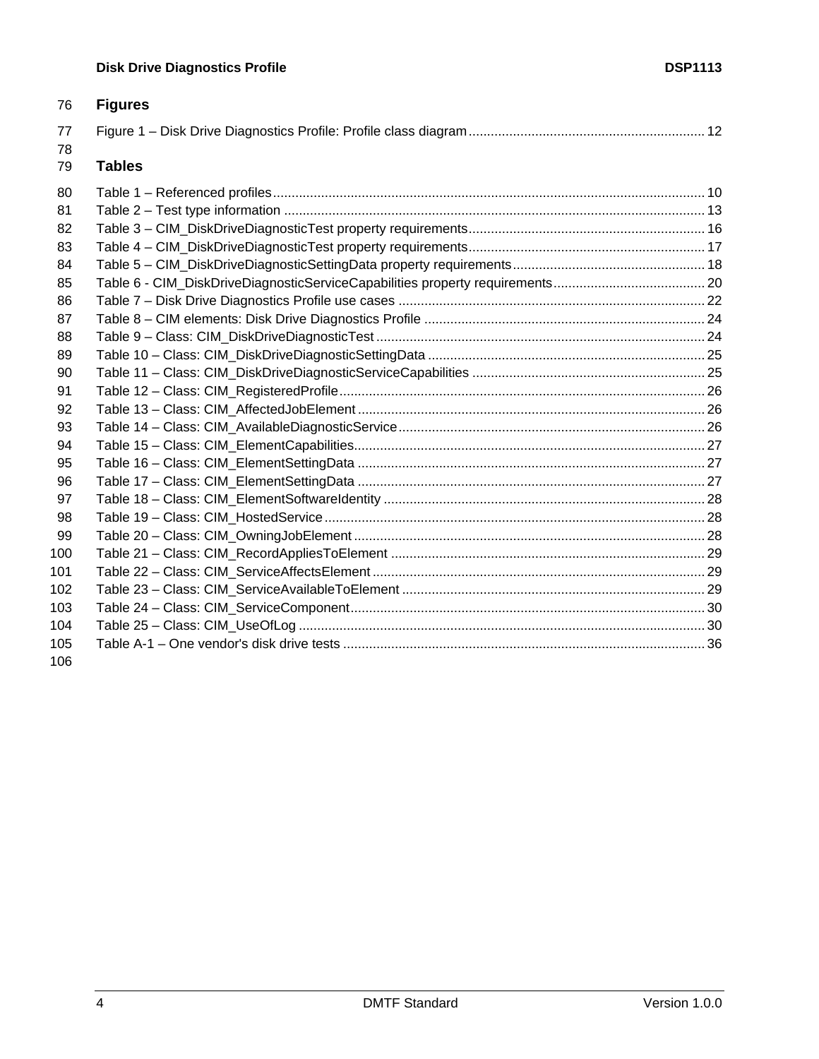## Figures

Figure 1 – Disk Drive Diagnostics Profile: Profile class diagram ............................................................... 12

## Tables

Table 1 – Referenced profiles .................................................................................................................... 10
Table 2 – Test type information ................................................................................................................. 13
Table 3 – CIM_DiskDriveDiagnosticTest property requirements ............................................................... 16
Table 4 – CIM_DiskDriveDiagnosticTest property requirements ............................................................... 17
Table 5 – CIM_DiskDriveDiagnosticSettingData property requirements ................................................... 18
Table 6 - CIM_DiskDriveDiagnosticServiceCapabilities property requirements ......................................... 20
Table 7 – Disk Drive Diagnostics Profile use cases .................................................................................. 22
Table 8 – CIM elements: Disk Drive Diagnostics Profile ........................................................................... 24
Table 9 – Class: CIM_DiskDriveDiagnosticTest ........................................................................................ 24
Table 10 – Class: CIM_DiskDriveDiagnosticSettingData .......................................................................... 25
Table 11 – Class: CIM_DiskDriveDiagnosticServiceCapabilities .............................................................. 25
Table 12 – Class: CIM_RegisteredProfile .................................................................................................. 26
Table 13 – Class: CIM_AffectedJobElement ............................................................................................. 26
Table 14 – Class: CIM_AvailableDiagnosticService .................................................................................. 26
Table 15 – Class: CIM_ElementCapabilities .............................................................................................. 27
Table 16 – Class: CIM_ElementSettingData ............................................................................................. 27
Table 17 – Class: CIM_ElementSettingData ............................................................................................. 27
Table 18 – Class: CIM_ElementSoftwareIdentity ...................................................................................... 28
Table 19 – Class: CIM_HostedService ...................................................................................................... 28
Table 20 – Class: CIM_OwningJobElement .............................................................................................. 28
Table 21 – Class: CIM_RecordAppliesToElement .................................................................................... 29
Table 22 – Class: CIM_ServiceAffectsElement ......................................................................................... 29
Table 23 – Class: CIM_ServiceAvailableToElement ................................................................................. 29
Table 24 – Class: CIM_ServiceComponent ............................................................................................... 30
Table 25 – Class: CIM_UseOfLog ............................................................................................................. 30
Table A-1 – One vendor's disk drive tests ................................................................................................. 36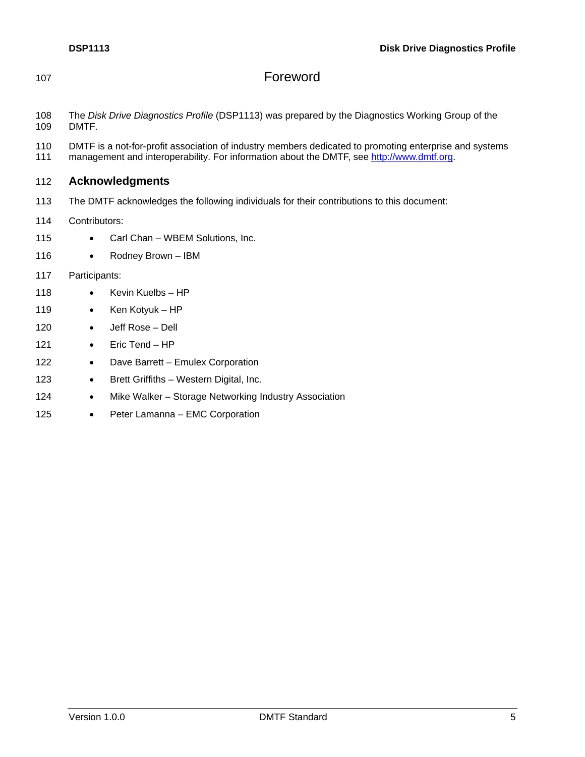# Foreword

The *Disk Drive Diagnostics Profile* (DSP1113) was prepared by the Diagnostics Working Group of the DMTF.

DMTF is a not-for-profit association of industry members dedicated to promoting enterprise and systems management and interoperability. For information about the DMTF, see http://www.dmtf.org.

## Acknowledgments

The DMTF acknowledges the following individuals for their contributions to this document:

Contributors:

- Carl Chan – WBEM Solutions, Inc.
- Rodney Brown – IBM

Participants:

- Kevin Kuelbs – HP
- Ken Kotyuk – HP
- Jeff Rose – Dell
- Eric Tend – HP
- Dave Barrett – Emulex Corporation
- Brett Griffiths – Western Digital, Inc.
- Mike Walker – Storage Networking Industry Association
- Peter Lamanna – EMC Corporation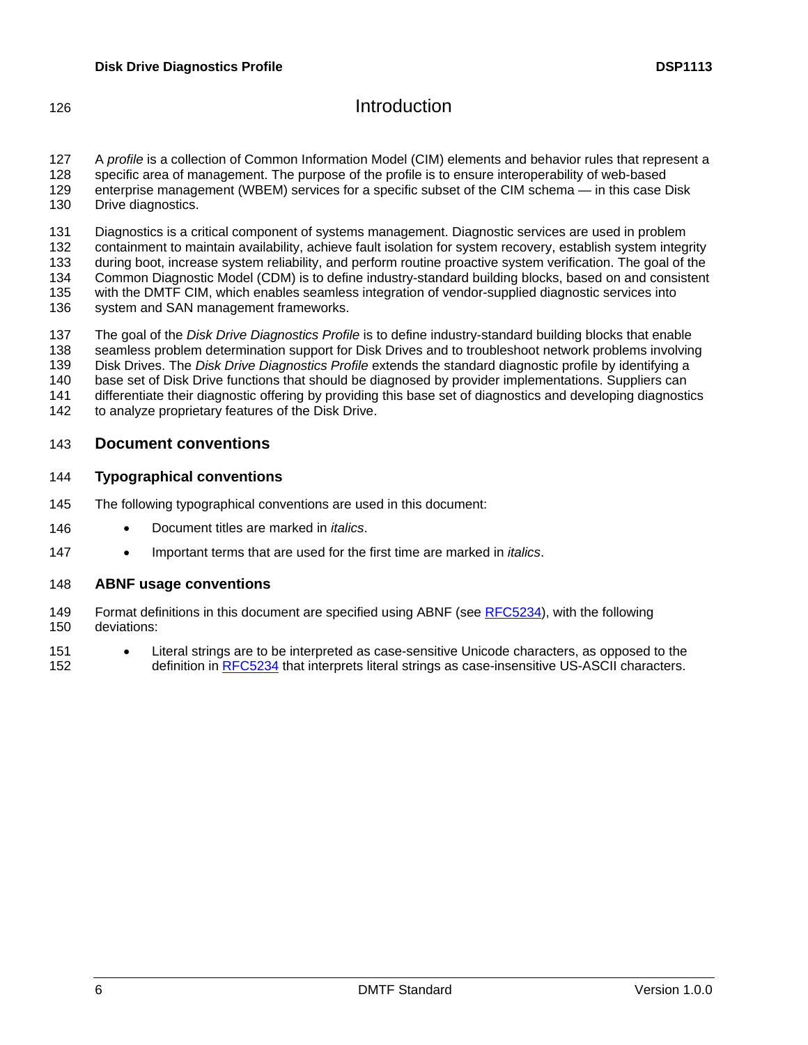# Introduction

A *profile* is a collection of Common Information Model (CIM) elements and behavior rules that represent a specific area of management. The purpose of the profile is to ensure interoperability of web-based enterprise management (WBEM) services for a specific subset of the CIM schema — in this case Disk Drive diagnostics.

Diagnostics is a critical component of systems management. Diagnostic services are used in problem containment to maintain availability, achieve fault isolation for system recovery, establish system integrity during boot, increase system reliability, and perform routine proactive system verification. The goal of the Common Diagnostic Model (CDM) is to define industry-standard building blocks, based on and consistent with the DMTF CIM, which enables seamless integration of vendor-supplied diagnostic services into system and SAN management frameworks.

The goal of the *Disk Drive Diagnostics Profile* is to define industry-standard building blocks that enable seamless problem determination support for Disk Drives and to troubleshoot network problems involving Disk Drives. The *Disk Drive Diagnostics Profile* extends the standard diagnostic profile by identifying a base set of Disk Drive functions that should be diagnosed by provider implementations. Suppliers can differentiate their diagnostic offering by providing this base set of diagnostics and developing diagnostics to analyze proprietary features of the Disk Drive.

## Document conventions

### Typographical conventions

The following typographical conventions are used in this document:

- Document titles are marked in *italics*.
- Important terms that are used for the first time are marked in *italics*.

### ABNF usage conventions

Format definitions in this document are specified using ABNF (see RFC5234), with the following deviations:

- Literal strings are to be interpreted as case-sensitive Unicode characters, as opposed to the definition in RFC5234 that interprets literal strings as case-insensitive US-ASCII characters.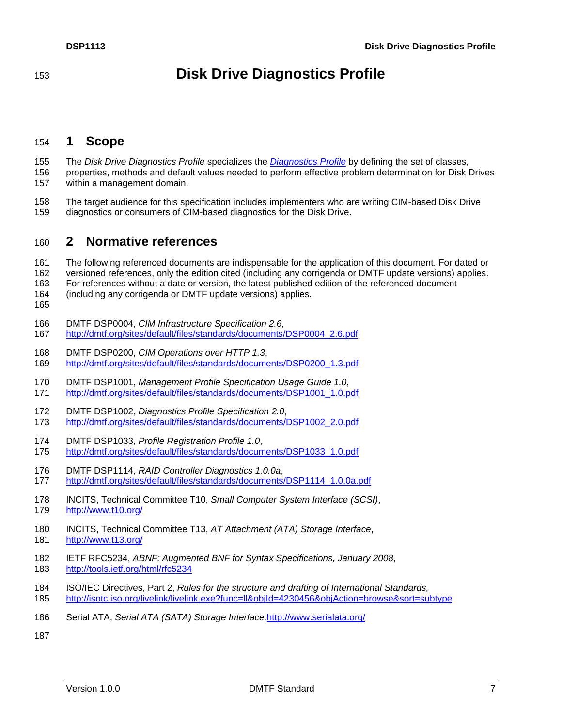# Disk Drive Diagnostics Profile

## 1 Scope

The *Disk Drive Diagnostics Profile* specializes the [*Diagnostics Profile*](http://dmtf.org/sites/default/files/standards/documents/DSP1002_2.0.pdf) by defining the set of classes, properties, methods and default values needed to perform effective problem determination for Disk Drives within a management domain.

The target audience for this specification includes implementers who are writing CIM-based Disk Drive diagnostics or consumers of CIM-based diagnostics for the Disk Drive.

## 2 Normative references

The following referenced documents are indispensable for the application of this document. For dated or versioned references, only the edition cited (including any corrigenda or DMTF update versions) applies. For references without a date or version, the latest published edition of the referenced document (including any corrigenda or DMTF update versions) applies.

DMTF DSP0004, *CIM Infrastructure Specification 2.6*,
http://dmtf.org/sites/default/files/standards/documents/DSP0004_2.6.pdf

DMTF DSP0200, *CIM Operations over HTTP 1.3*,
http://dmtf.org/sites/default/files/standards/documents/DSP0200_1.3.pdf

DMTF DSP1001, *Management Profile Specification Usage Guide 1.0*,
http://dmtf.org/sites/default/files/standards/documents/DSP1001_1.0.pdf

DMTF DSP1002, *Diagnostics Profile Specification 2.0*,
http://dmtf.org/sites/default/files/standards/documents/DSP1002_2.0.pdf

DMTF DSP1033, *Profile Registration Profile 1.0*,
http://dmtf.org/sites/default/files/standards/documents/DSP1033_1.0.pdf

DMTF DSP1114, *RAID Controller Diagnostics 1.0.0a*,
http://dmtf.org/sites/default/files/standards/documents/DSP1114_1.0.0a.pdf

INCITS, Technical Committee T10, *Small Computer System Interface (SCSI)*,
http://www.t10.org/

INCITS, Technical Committee T13, *AT Attachment (ATA) Storage Interface*,
http://www.t13.org/

IETF RFC5234, *ABNF: Augmented BNF for Syntax Specifications, January 2008*,
http://tools.ietf.org/html/rfc5234

ISO/IEC Directives, Part 2, *Rules for the structure and drafting of International Standards,*
http://isotc.iso.org/livelink/livelink.exe?func=ll&objId=4230456&objAction=browse&sort=subtype

Serial ATA, *Serial ATA (SATA) Storage Interface,* http://www.serialata.org/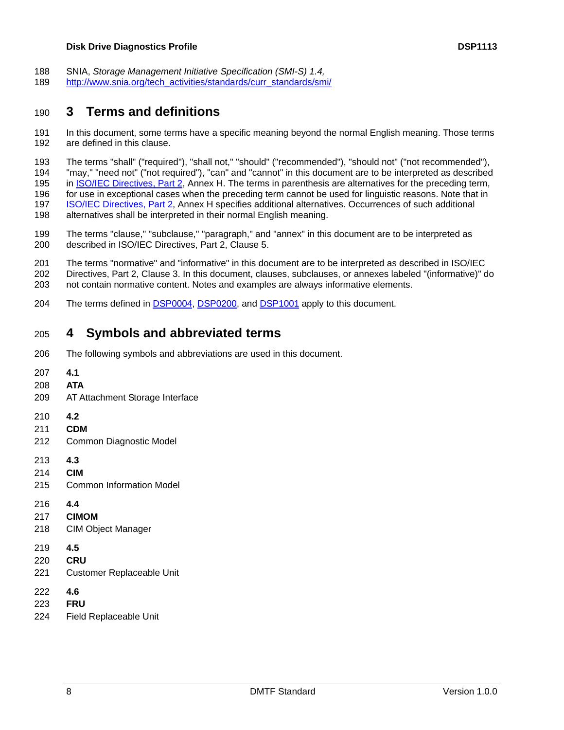SNIA, *Storage Management Initiative Specification (SMI-S) 1.4,* http://www.snia.org/tech_activities/standards/curr_standards/smi/

# 3 Terms and definitions

In this document, some terms have a specific meaning beyond the normal English meaning. Those terms are defined in this clause.

The terms "shall" ("required"), "shall not," "should" ("recommended"), "should not" ("not recommended"), "may," "need not" ("not required"), "can" and "cannot" in this document are to be interpreted as described in ISO/IEC Directives, Part 2, Annex H. The terms in parenthesis are alternatives for the preceding term, for use in exceptional cases when the preceding term cannot be used for linguistic reasons. Note that in ISO/IEC Directives, Part 2, Annex H specifies additional alternatives. Occurrences of such additional alternatives shall be interpreted in their normal English meaning.

The terms "clause," "subclause," "paragraph," and "annex" in this document are to be interpreted as described in ISO/IEC Directives, Part 2, Clause 5.

The terms "normative" and "informative" in this document are to be interpreted as described in ISO/IEC Directives, Part 2, Clause 3. In this document, clauses, subclauses, or annexes labeled "(informative)" do not contain normative content. Notes and examples are always informative elements.

The terms defined in DSP0004, DSP0200, and DSP1001 apply to this document.

# 4 Symbols and abbreviated terms

The following symbols and abbreviations are used in this document.

**4.1**
**ATA**
AT Attachment Storage Interface

**4.2**
**CDM**
Common Diagnostic Model

**4.3**
**CIM**
Common Information Model

**4.4**
**CIMOM**
CIM Object Manager

**4.5**
**CRU**
Customer Replaceable Unit

**4.6**
**FRU**
Field Replaceable Unit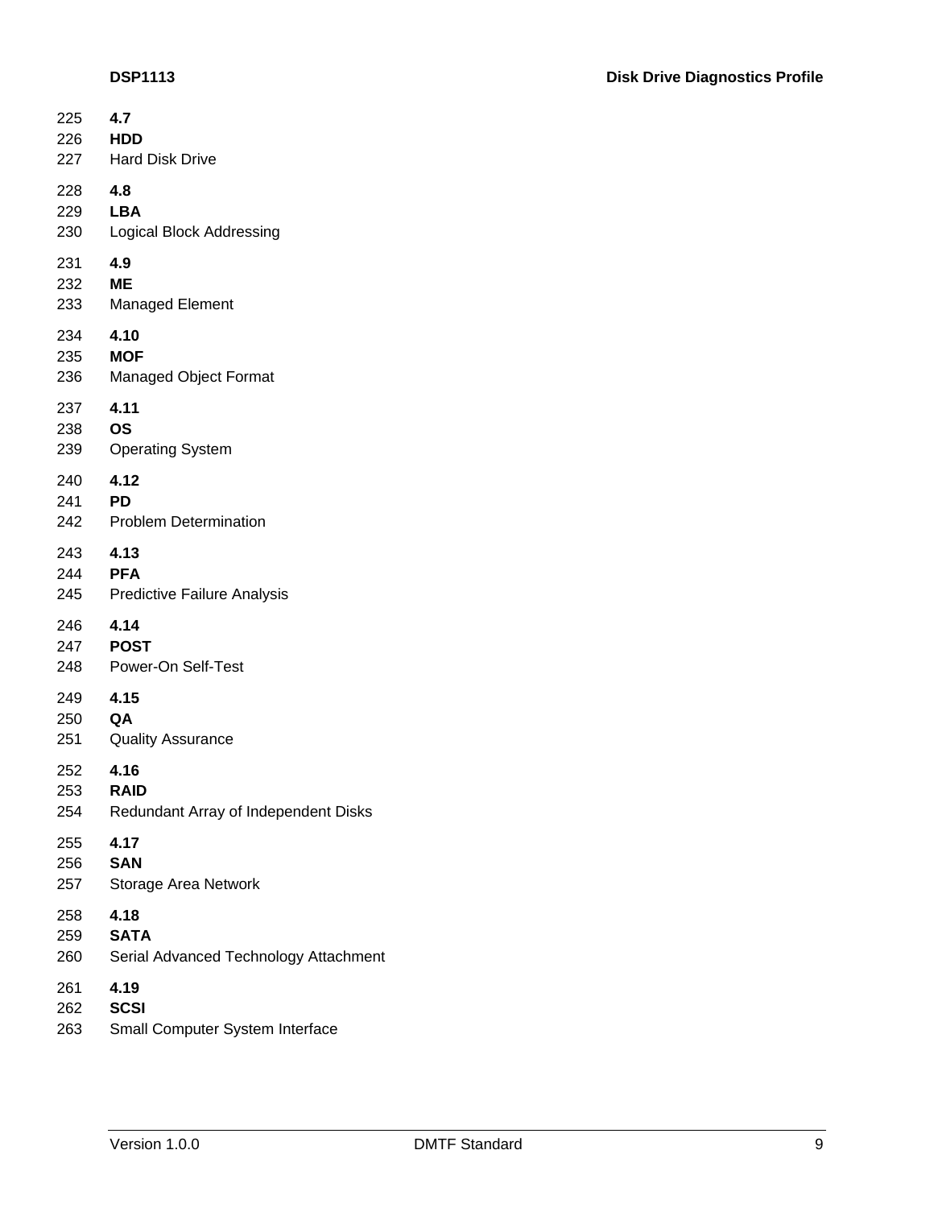**4.7**
**HDD**
Hard Disk Drive

**4.8**
**LBA**
Logical Block Addressing

**4.9**
**ME**
Managed Element

**4.10**
**MOF**
Managed Object Format

**4.11**
**OS**
Operating System

**4.12**
**PD**
Problem Determination

**4.13**
**PFA**
Predictive Failure Analysis

**4.14**
**POST**
Power-On Self-Test

**4.15**
**QA**
Quality Assurance

**4.16**
**RAID**
Redundant Array of Independent Disks

**4.17**
**SAN**
Storage Area Network

**4.18**
**SATA**
Serial Advanced Technology Attachment

**4.19**
**SCSI**
Small Computer System Interface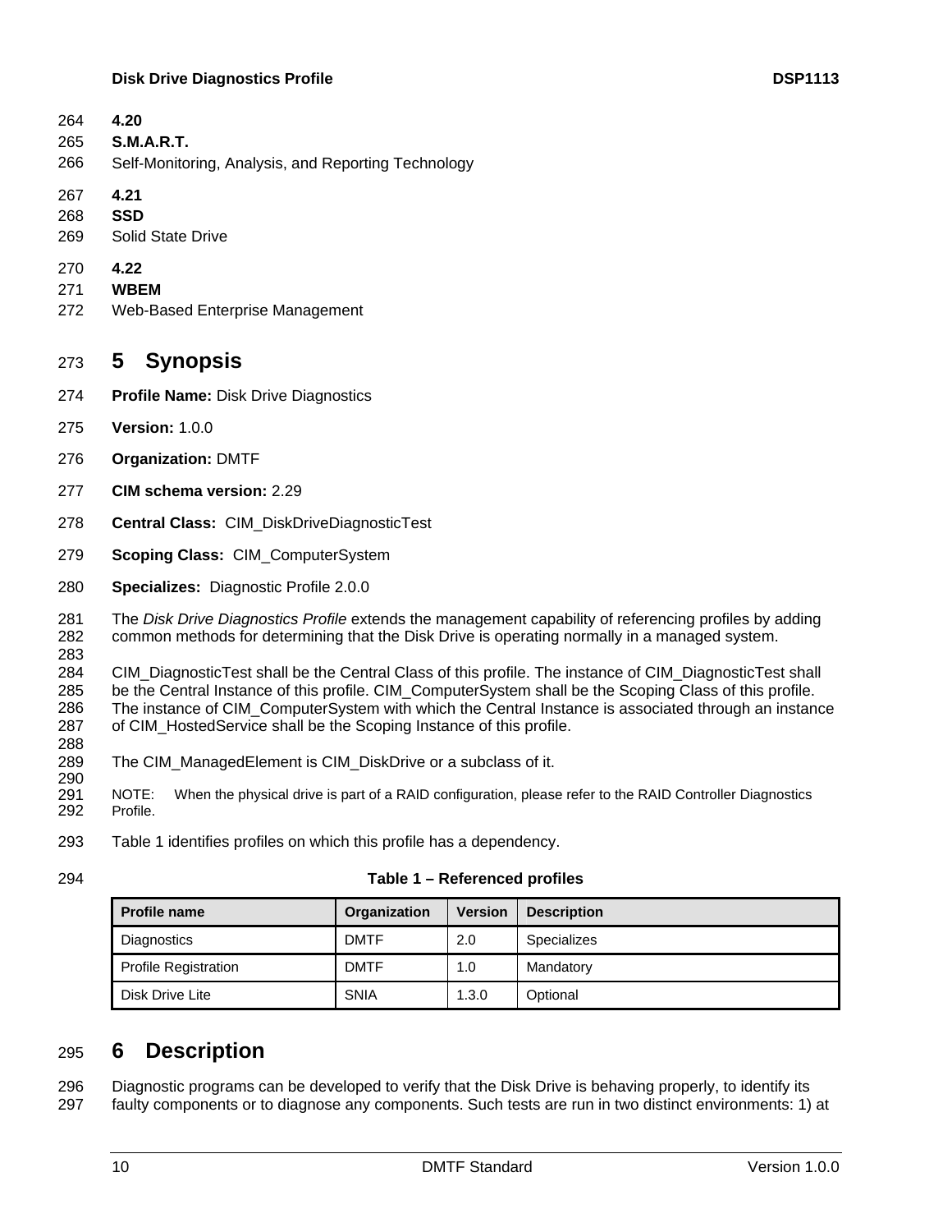**4.20**

**S.M.A.R.T.**

Self-Monitoring, Analysis, and Reporting Technology

**4.21**

**SSD**

Solid State Drive

**4.22**

**WBEM**

Web-Based Enterprise Management

# 5 Synopsis

**Profile Name:** Disk Drive Diagnostics

**Version:** 1.0.0

**Organization:** DMTF

**CIM schema version:** 2.29

**Central Class:** CIM_DiskDriveDiagnosticTest

**Scoping Class:** CIM_ComputerSystem

**Specializes:** Diagnostic Profile 2.0.0

The *Disk Drive Diagnostics Profile* extends the management capability of referencing profiles by adding common methods for determining that the Disk Drive is operating normally in a managed system.

CIM_DiagnosticTest shall be the Central Class of this profile. The instance of CIM_DiagnosticTest shall be the Central Instance of this profile. CIM_ComputerSystem shall be the Scoping Class of this profile. The instance of CIM_ComputerSystem with which the Central Instance is associated through an instance of CIM_HostedService shall be the Scoping Instance of this profile.

The CIM_ManagedElement is CIM_DiskDrive or a subclass of it.

NOTE: When the physical drive is part of a RAID configuration, please refer to the RAID Controller Diagnostics Profile.

Table 1 identifies profiles on which this profile has a dependency.

**Table 1 – Referenced profiles**

| Profile name | Organization | Version | Description |
|---|---|---|---|
| Diagnostics | DMTF | 2.0 | Specializes |
| Profile Registration | DMTF | 1.0 | Mandatory |
| Disk Drive Lite | SNIA | 1.3.0 | Optional |

# 6 Description

Diagnostic programs can be developed to verify that the Disk Drive is behaving properly, to identify its faulty components or to diagnose any components. Such tests are run in two distinct environments: 1) at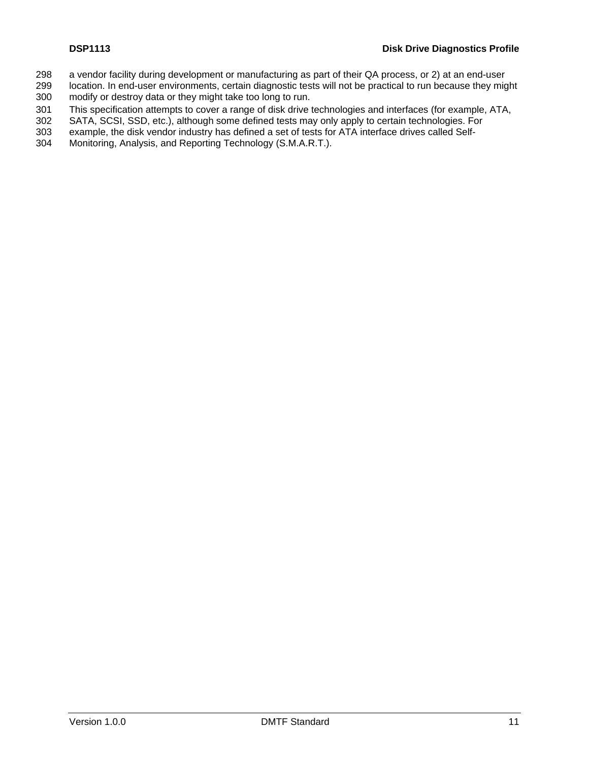a vendor facility during development or manufacturing as part of their QA process, or 2) at an end-user location. In end-user environments, certain diagnostic tests will not be practical to run because they might modify or destroy data or they might take too long to run.

This specification attempts to cover a range of disk drive technologies and interfaces (for example, ATA, SATA, SCSI, SSD, etc.), although some defined tests may only apply to certain technologies. For example, the disk vendor industry has defined a set of tests for ATA interface drives called Self-Monitoring, Analysis, and Reporting Technology (S.M.A.R.T.).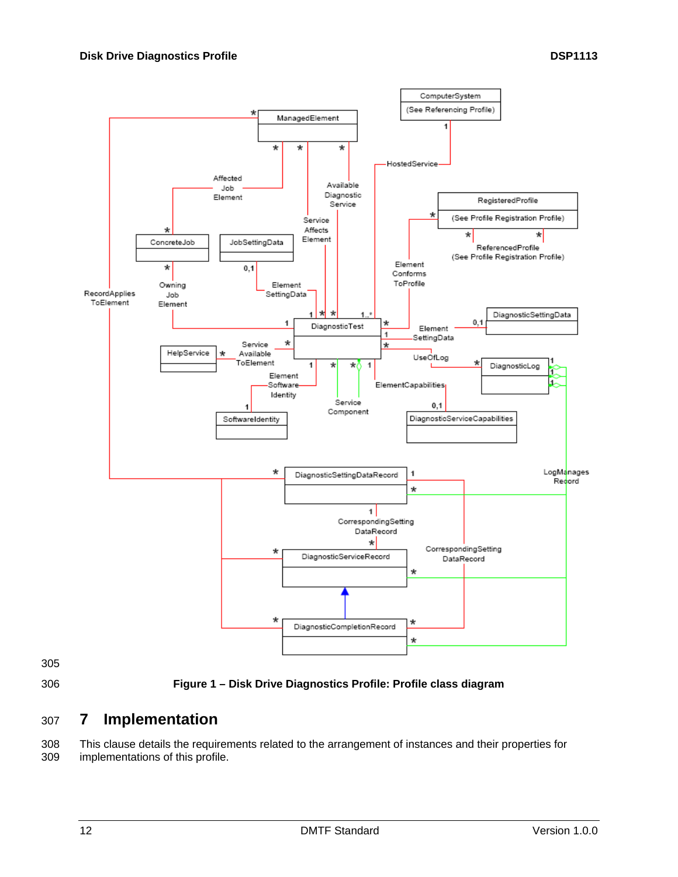Figure 1 – Disk Drive Diagnostics Profile: Profile class diagram

## 7 Implementation

This clause details the requirements related to the arrangement of instances and their properties for implementations of this profile.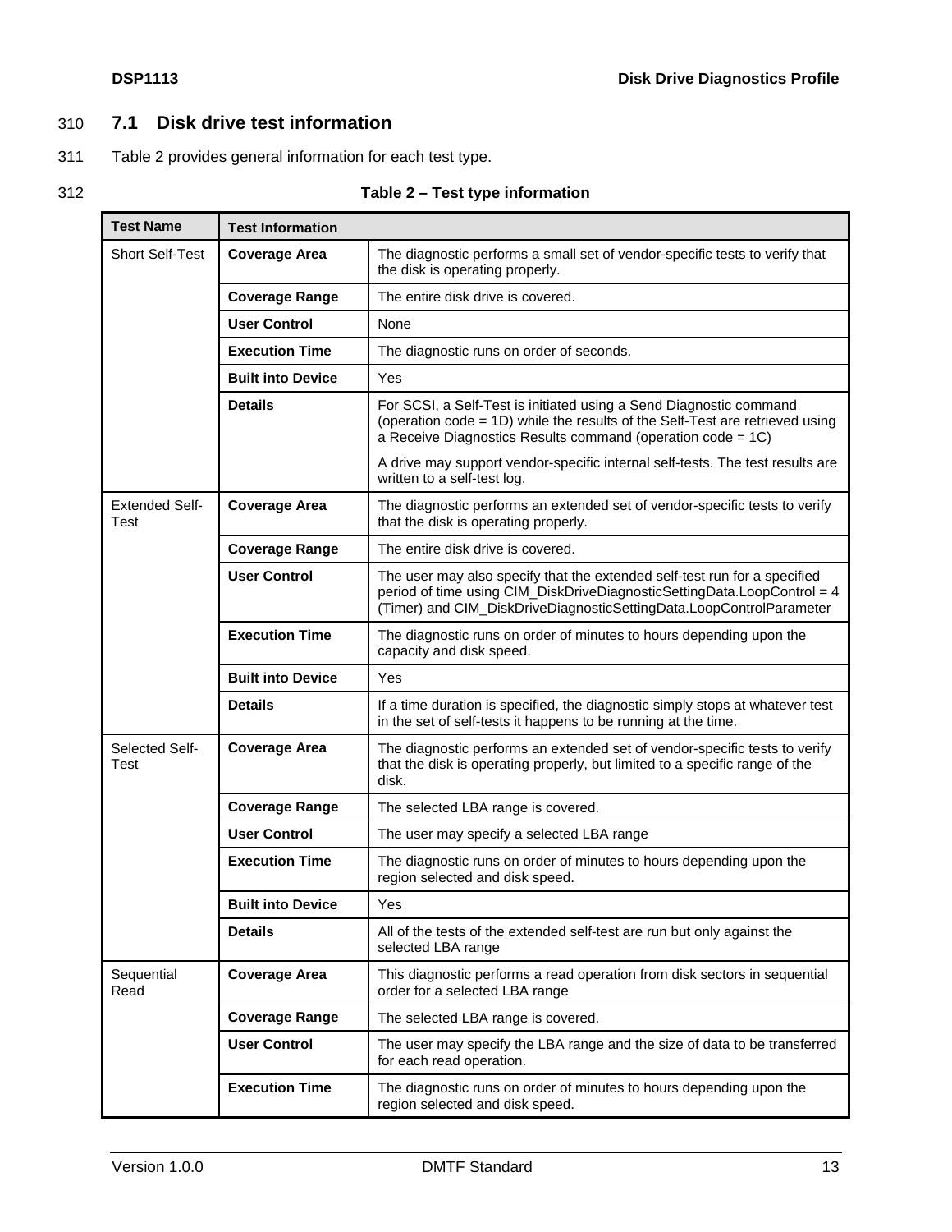## 7.1 Disk drive test information

Table 2 provides general information for each test type.

**Table 2 – Test type information**

| Test Name | Test Information | |
|---|---|---|
| Short Self-Test | **Coverage Area** | The diagnostic performs a small set of vendor-specific tests to verify that the disk is operating properly. |
| | **Coverage Range** | The entire disk drive is covered. |
| | **User Control** | None |
| | **Execution Time** | The diagnostic runs on order of seconds. |
| | **Built into Device** | Yes |
| | **Details** | For SCSI, a Self-Test is initiated using a Send Diagnostic command (operation code = 1D) while the results of the Self-Test are retrieved using a Receive Diagnostics Results command (operation code = 1C)<br><br>A drive may support vendor-specific internal self-tests. The test results are written to a self-test log. |
| Extended Self-Test | **Coverage Area** | The diagnostic performs an extended set of vendor-specific tests to verify that the disk is operating properly. |
| | **Coverage Range** | The entire disk drive is covered. |
| | **User Control** | The user may also specify that the extended self-test run for a specified period of time using CIM_DiskDriveDiagnosticSettingData.LoopControl = 4 (Timer) and CIM_DiskDriveDiagnosticSettingData.LoopControlParameter |
| | **Execution Time** | The diagnostic runs on order of minutes to hours depending upon the capacity and disk speed. |
| | **Built into Device** | Yes |
| | **Details** | If a time duration is specified, the diagnostic simply stops at whatever test in the set of self-tests it happens to be running at the time. |
| Selected Self-Test | **Coverage Area** | The diagnostic performs an extended set of vendor-specific tests to verify that the disk is operating properly, but limited to a specific range of the disk. |
| | **Coverage Range** | The selected LBA range is covered. |
| | **User Control** | The user may specify a selected LBA range |
| | **Execution Time** | The diagnostic runs on order of minutes to hours depending upon the region selected and disk speed. |
| | **Built into Device** | Yes |
| | **Details** | All of the tests of the extended self-test are run but only against the selected LBA range |
| Sequential Read | **Coverage Area** | This diagnostic performs a read operation from disk sectors in sequential order for a selected LBA range |
| | **Coverage Range** | The selected LBA range is covered. |
| | **User Control** | The user may specify the LBA range and the size of data to be transferred for each read operation. |
| | **Execution Time** | The diagnostic runs on order of minutes to hours depending upon the region selected and disk speed. |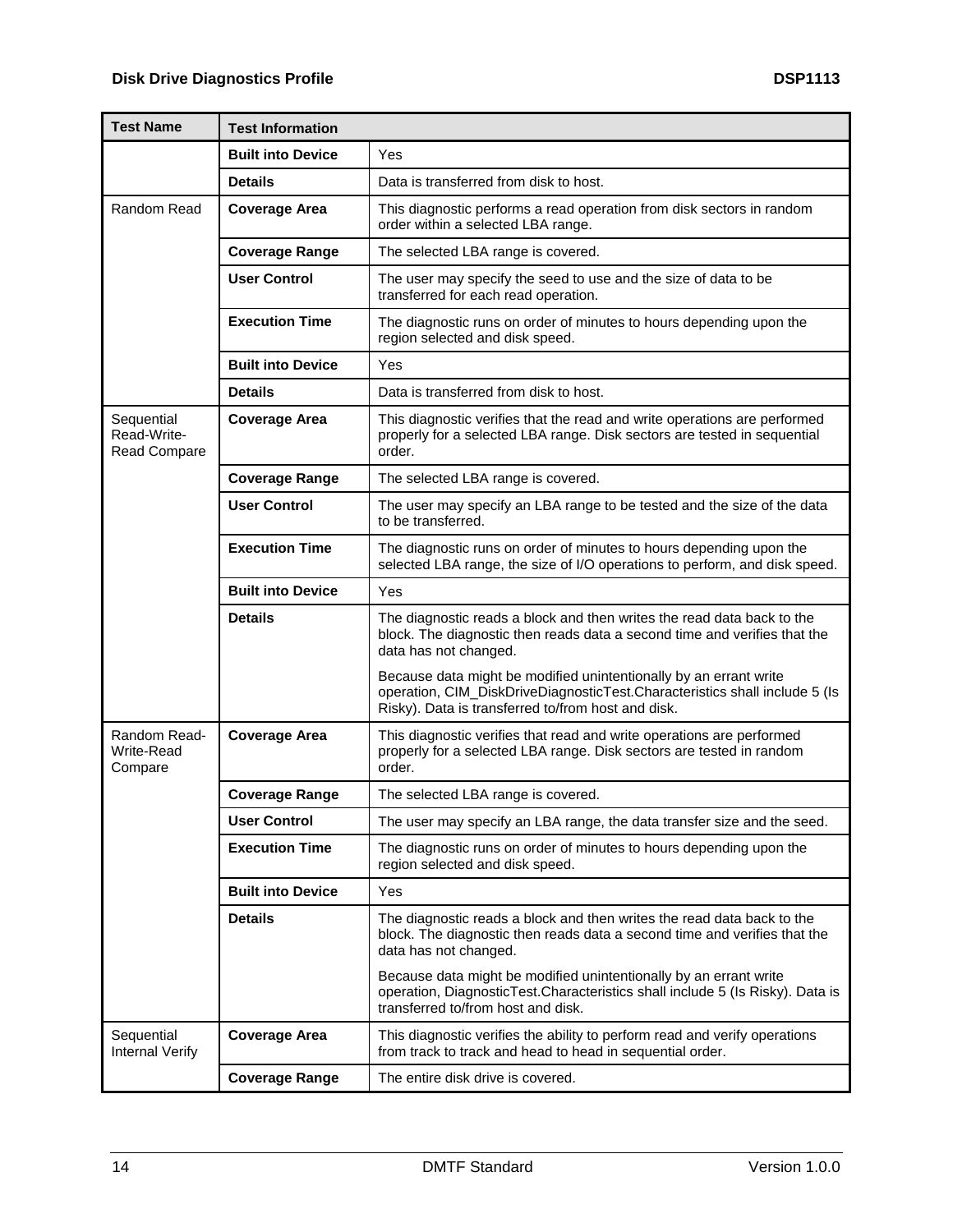| Test Name | Test Information | |
|---|---|---|
| | **Built into Device** | Yes |
| | **Details** | Data is transferred from disk to host. |
| Random Read | **Coverage Area** | This diagnostic performs a read operation from disk sectors in random order within a selected LBA range. |
| | **Coverage Range** | The selected LBA range is covered. |
| | **User Control** | The user may specify the seed to use and the size of data to be transferred for each read operation. |
| | **Execution Time** | The diagnostic runs on order of minutes to hours depending upon the region selected and disk speed. |
| | **Built into Device** | Yes |
| | **Details** | Data is transferred from disk to host. |
| Sequential Read-Write-Read Compare | **Coverage Area** | This diagnostic verifies that the read and write operations are performed properly for a selected LBA range. Disk sectors are tested in sequential order. |
| | **Coverage Range** | The selected LBA range is covered. |
| | **User Control** | The user may specify an LBA range to be tested and the size of the data to be transferred. |
| | **Execution Time** | The diagnostic runs on order of minutes to hours depending upon the selected LBA range, the size of I/O operations to perform, and disk speed. |
| | **Built into Device** | Yes |
| | **Details** | The diagnostic reads a block and then writes the read data back to the block. The diagnostic then reads data a second time and verifies that the data has not changed.<br><br>Because data might be modified unintentionally by an errant write operation, CIM_DiskDriveDiagnosticTest.Characteristics shall include 5 (Is Risky). Data is transferred to/from host and disk. |
| Random Read-Write-Read Compare | **Coverage Area** | This diagnostic verifies that read and write operations are performed properly for a selected LBA range. Disk sectors are tested in random order. |
| | **Coverage Range** | The selected LBA range is covered. |
| | **User Control** | The user may specify an LBA range, the data transfer size and the seed. |
| | **Execution Time** | The diagnostic runs on order of minutes to hours depending upon the region selected and disk speed. |
| | **Built into Device** | Yes |
| | **Details** | The diagnostic reads a block and then writes the read data back to the block. The diagnostic then reads data a second time and verifies that the data has not changed.<br><br>Because data might be modified unintentionally by an errant write operation, DiagnosticTest.Characteristics shall include 5 (Is Risky). Data is transferred to/from host and disk. |
| Sequential Internal Verify | **Coverage Area** | This diagnostic verifies the ability to perform read and verify operations from track to track and head to head in sequential order. |
| | **Coverage Range** | The entire disk drive is covered. |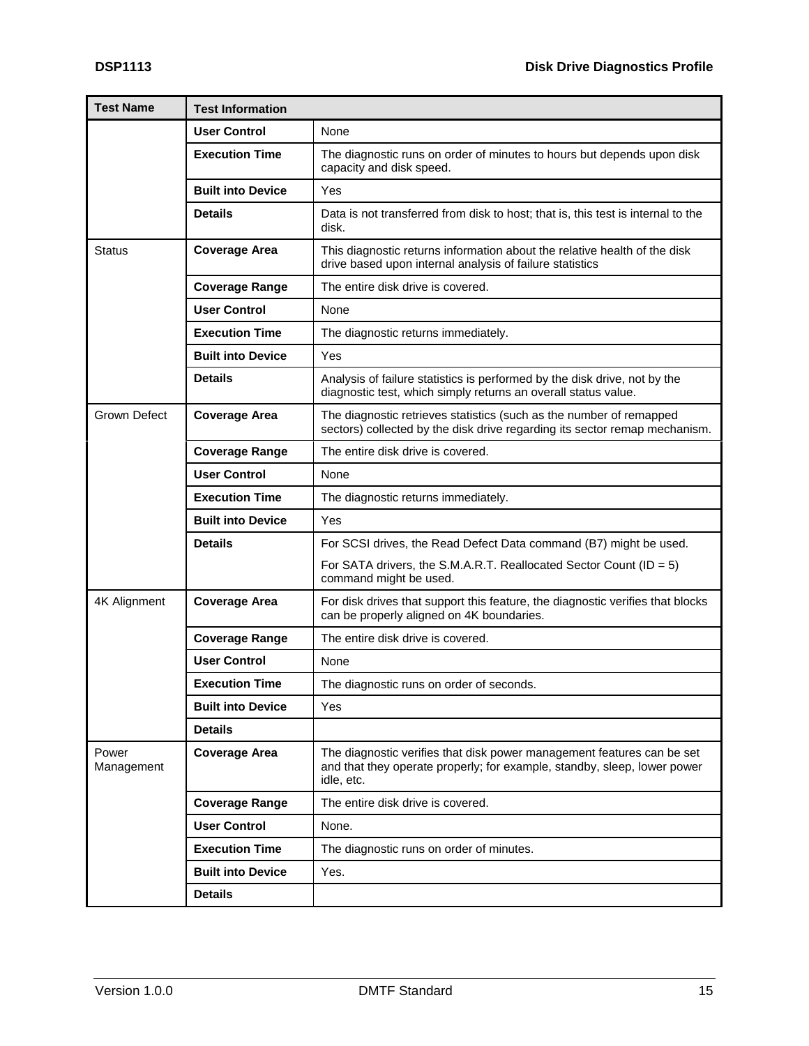| Test Name | Test Information | |
|---|---|---|
| | **User Control** | None |
| | **Execution Time** | The diagnostic runs on order of minutes to hours but depends upon disk capacity and disk speed. |
| | **Built into Device** | Yes |
| | **Details** | Data is not transferred from disk to host; that is, this test is internal to the disk. |
| Status | **Coverage Area** | This diagnostic returns information about the relative health of the disk drive based upon internal analysis of failure statistics |
| | **Coverage Range** | The entire disk drive is covered. |
| | **User Control** | None |
| | **Execution Time** | The diagnostic returns immediately. |
| | **Built into Device** | Yes |
| | **Details** | Analysis of failure statistics is performed by the disk drive, not by the diagnostic test, which simply returns an overall status value. |
| Grown Defect | **Coverage Area** | The diagnostic retrieves statistics (such as the number of remapped sectors) collected by the disk drive regarding its sector remap mechanism. |
| | **Coverage Range** | The entire disk drive is covered. |
| | **User Control** | None |
| | **Execution Time** | The diagnostic returns immediately. |
| | **Built into Device** | Yes |
| | **Details** | For SCSI drives, the Read Defect Data command (B7) might be used.<br><br>For SATA drivers, the S.M.A.R.T. Reallocated Sector Count (ID = 5) command might be used. |
| 4K Alignment | **Coverage Area** | For disk drives that support this feature, the diagnostic verifies that blocks can be properly aligned on 4K boundaries. |
| | **Coverage Range** | The entire disk drive is covered. |
| | **User Control** | None |
| | **Execution Time** | The diagnostic runs on order of seconds. |
| | **Built into Device** | Yes |
| | **Details** | |
| Power Management | **Coverage Area** | The diagnostic verifies that disk power management features can be set and that they operate properly; for example, standby, sleep, lower power idle, etc. |
| | **Coverage Range** | The entire disk drive is covered. |
| | **User Control** | None. |
| | **Execution Time** | The diagnostic runs on order of minutes. |
| | **Built into Device** | Yes. |
| | **Details** | |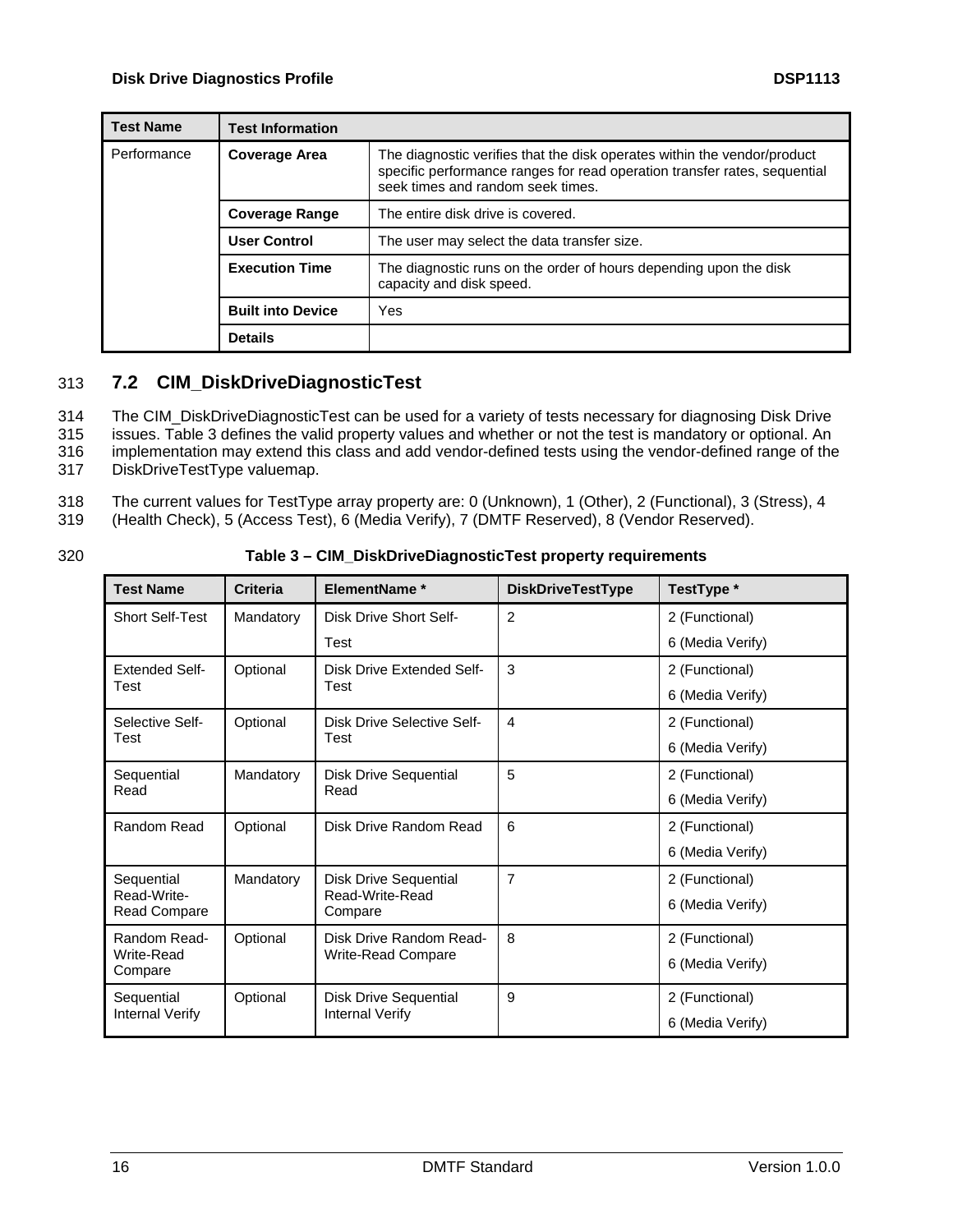| Test Name | Test Information | |
|---|---|---|
| Performance | **Coverage Area** | The diagnostic verifies that the disk operates within the vendor/product specific performance ranges for read operation transfer rates, sequential seek times and random seek times. |
| | **Coverage Range** | The entire disk drive is covered. |
| | **User Control** | The user may select the data transfer size. |
| | **Execution Time** | The diagnostic runs on the order of hours depending upon the disk capacity and disk speed. |
| | **Built into Device** | Yes |
| | **Details** | |

313 
## 7.2 CIM_DiskDriveDiagnosticTest

314 The CIM_DiskDriveDiagnosticTest can be used for a variety of tests necessary for diagnosing Disk Drive
315 issues. Table 3 defines the valid property values and whether or not the test is mandatory or optional. An
316 implementation may extend this class and add vendor-defined tests using the vendor-defined range of the
317 DiskDriveTestType valuemap.

318 The current values for TestType array property are: 0 (Unknown), 1 (Other), 2 (Functional), 3 (Stress), 4
319 (Health Check), 5 (Access Test), 6 (Media Verify), 7 (DMTF Reserved), 8 (Vendor Reserved).

320 **Table 3 – CIM_DiskDriveDiagnosticTest property requirements**

| Test Name | Criteria | ElementName * | DiskDriveTestType | TestType * |
|---|---|---|---|---|
| Short Self-Test | Mandatory | Disk Drive Short Self-Test | 2 | 2 (Functional)<br>6 (Media Verify) |
| Extended Self-Test | Optional | Disk Drive Extended Self-Test | 3 | 2 (Functional)<br>6 (Media Verify) |
| Selective Self-Test | Optional | Disk Drive Selective Self-Test | 4 | 2 (Functional)<br>6 (Media Verify) |
| Sequential Read | Mandatory | Disk Drive Sequential Read | 5 | 2 (Functional)<br>6 (Media Verify) |
| Random Read | Optional | Disk Drive Random Read | 6 | 2 (Functional)<br>6 (Media Verify) |
| Sequential Read-Write-Read Compare | Mandatory | Disk Drive Sequential Read-Write-Read Compare | 7 | 2 (Functional)<br>6 (Media Verify) |
| Random Read-Write-Read Compare | Optional | Disk Drive Random Read-Write-Read Compare | 8 | 2 (Functional)<br>6 (Media Verify) |
| Sequential Internal Verify | Optional | Disk Drive Sequential Internal Verify | 9 | 2 (Functional)<br>6 (Media Verify) |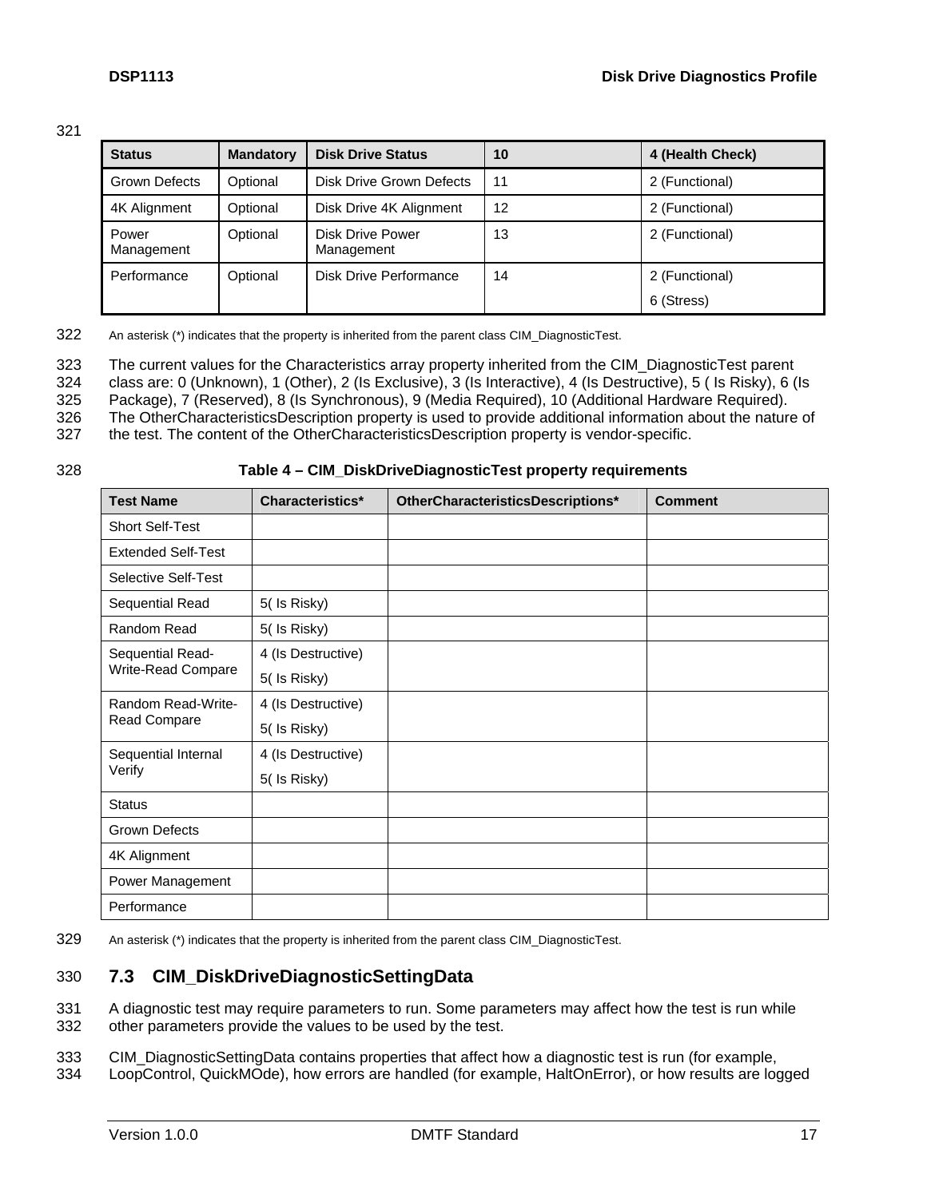| Status | Mandatory | Disk Drive Status | 10 | 4 (Health Check) |
|---|---|---|---|---|
| Grown Defects | Optional | Disk Drive Grown Defects | 11 | 2 (Functional) |
| 4K Alignment | Optional | Disk Drive 4K Alignment | 12 | 2 (Functional) |
| Power Management | Optional | Disk Drive Power Management | 13 | 2 (Functional) |
| Performance | Optional | Disk Drive Performance | 14 | 2 (Functional)<br>6 (Stress) |

An asterisk (*) indicates that the property is inherited from the parent class CIM_DiagnosticTest.

The current values for the Characteristics array property inherited from the CIM_DiagnosticTest parent class are: 0 (Unknown), 1 (Other), 2 (Is Exclusive), 3 (Is Interactive), 4 (Is Destructive), 5 ( Is Risky), 6 (Is Package), 7 (Reserved), 8 (Is Synchronous), 9 (Media Required), 10 (Additional Hardware Required). The OtherCharacteristicsDescription property is used to provide additional information about the nature of the test. The content of the OtherCharacteristicsDescription property is vendor-specific.

**Table 4 – CIM_DiskDriveDiagnosticTest property requirements**

| Test Name | Characteristics* | OtherCharacteristicsDescriptions* | Comment |
|---|---|---|---|
| Short Self-Test | | | |
| Extended Self-Test | | | |
| Selective Self-Test | | | |
| Sequential Read | 5( Is Risky) | | |
| Random Read | 5( Is Risky) | | |
| Sequential Read-Write-Read Compare | 4 (Is Destructive)<br>5( Is Risky) | | |
| Random Read-Write-Read Compare | 4 (Is Destructive)<br>5( Is Risky) | | |
| Sequential Internal Verify | 4 (Is Destructive)<br>5( Is Risky) | | |
| Status | | | |
| Grown Defects | | | |
| 4K Alignment | | | |
| Power Management | | | |
| Performance | | | |

An asterisk (*) indicates that the property is inherited from the parent class CIM_DiagnosticTest.

## 7.3 CIM_DiskDriveDiagnosticSettingData

A diagnostic test may require parameters to run. Some parameters may affect how the test is run while other parameters provide the values to be used by the test.

CIM_DiagnosticSettingData contains properties that affect how a diagnostic test is run (for example, LoopControl, QuickMOde), how errors are handled (for example, HaltOnError), or how results are logged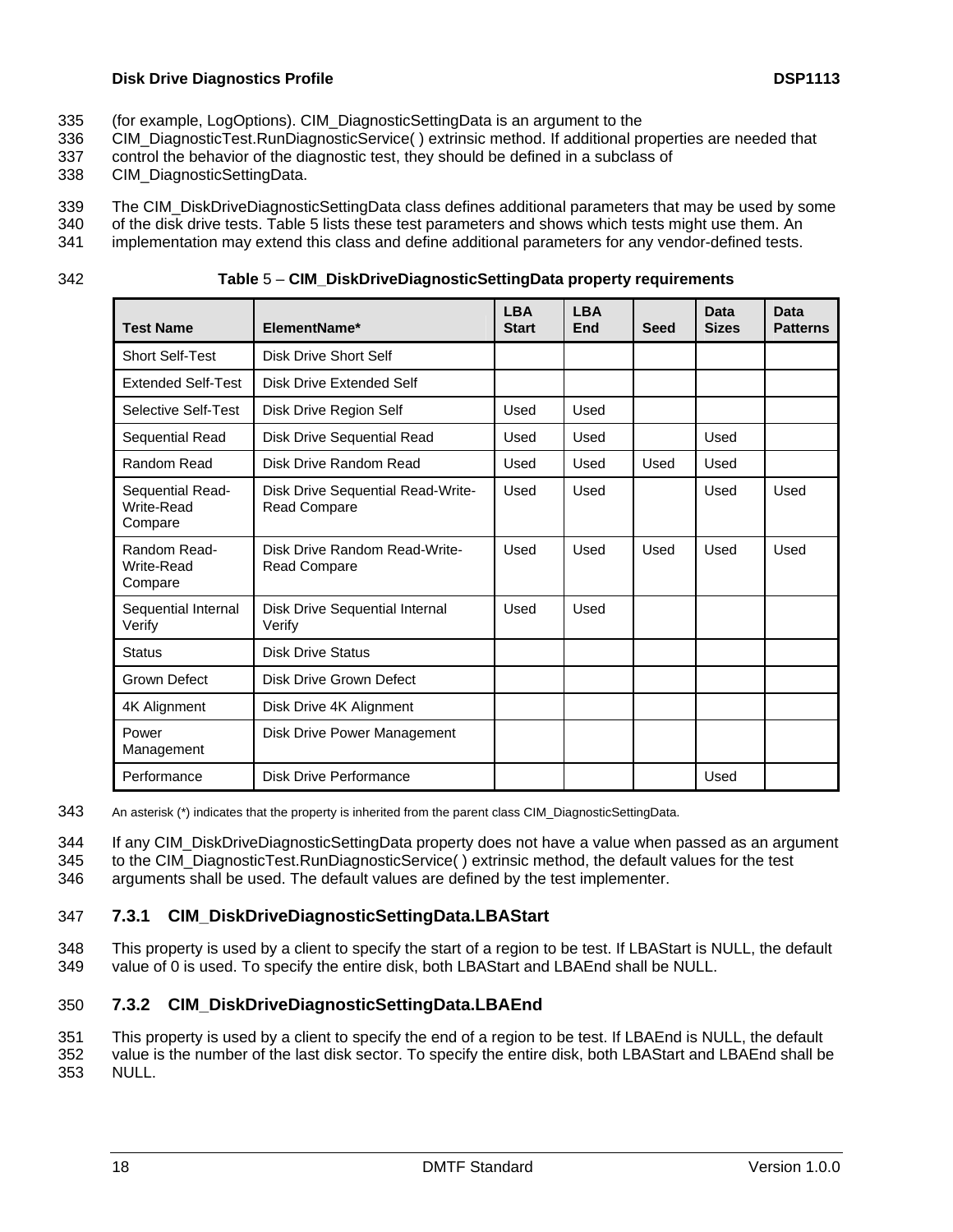(for example, LogOptions). CIM_DiagnosticSettingData is an argument to the CIM_DiagnosticTest.RunDiagnosticService( ) extrinsic method. If additional properties are needed that control the behavior of the diagnostic test, they should be defined in a subclass of CIM_DiagnosticSettingData.

The CIM_DiskDriveDiagnosticSettingData class defines additional parameters that may be used by some of the disk drive tests. Table 5 lists these test parameters and shows which tests might use them. An implementation may extend this class and define additional parameters for any vendor-defined tests.

**Table** 5 – **CIM_DiskDriveDiagnosticSettingData property requirements**

| Test Name | ElementName* | LBA Start | LBA End | Seed | Data Sizes | Data Patterns |
|---|---|---|---|---|---|---|
| Short Self-Test | Disk Drive Short Self | | | | | |
| Extended Self-Test | Disk Drive Extended Self | | | | | |
| Selective Self-Test | Disk Drive Region Self | Used | Used | | | |
| Sequential Read | Disk Drive Sequential Read | Used | Used | | Used | |
| Random Read | Disk Drive Random Read | Used | Used | Used | Used | |
| Sequential Read-Write-Read Compare | Disk Drive Sequential Read-Write-Read Compare | Used | Used | | Used | Used |
| Random Read-Write-Read Compare | Disk Drive Random Read-Write-Read Compare | Used | Used | Used | Used | Used |
| Sequential Internal Verify | Disk Drive Sequential Internal Verify | Used | Used | | | |
| Status | Disk Drive Status | | | | | |
| Grown Defect | Disk Drive Grown Defect | | | | | |
| 4K Alignment | Disk Drive 4K Alignment | | | | | |
| Power Management | Disk Drive Power Management | | | | | |
| Performance | Disk Drive Performance | | | | Used | |

An asterisk (*) indicates that the property is inherited from the parent class CIM_DiagnosticSettingData.

If any CIM_DiskDriveDiagnosticSettingData property does not have a value when passed as an argument to the CIM_DiagnosticTest.RunDiagnosticService( ) extrinsic method, the default values for the test arguments shall be used. The default values are defined by the test implementer.

### 7.3.1 CIM_DiskDriveDiagnosticSettingData.LBAStart

This property is used by a client to specify the start of a region to be test. If LBAStart is NULL, the default value of 0 is used. To specify the entire disk, both LBAStart and LBAEnd shall be NULL.

### 7.3.2 CIM_DiskDriveDiagnosticSettingData.LBAEnd

This property is used by a client to specify the end of a region to be test. If LBAEnd is NULL, the default value is the number of the last disk sector. To specify the entire disk, both LBAStart and LBAEnd shall be NULL.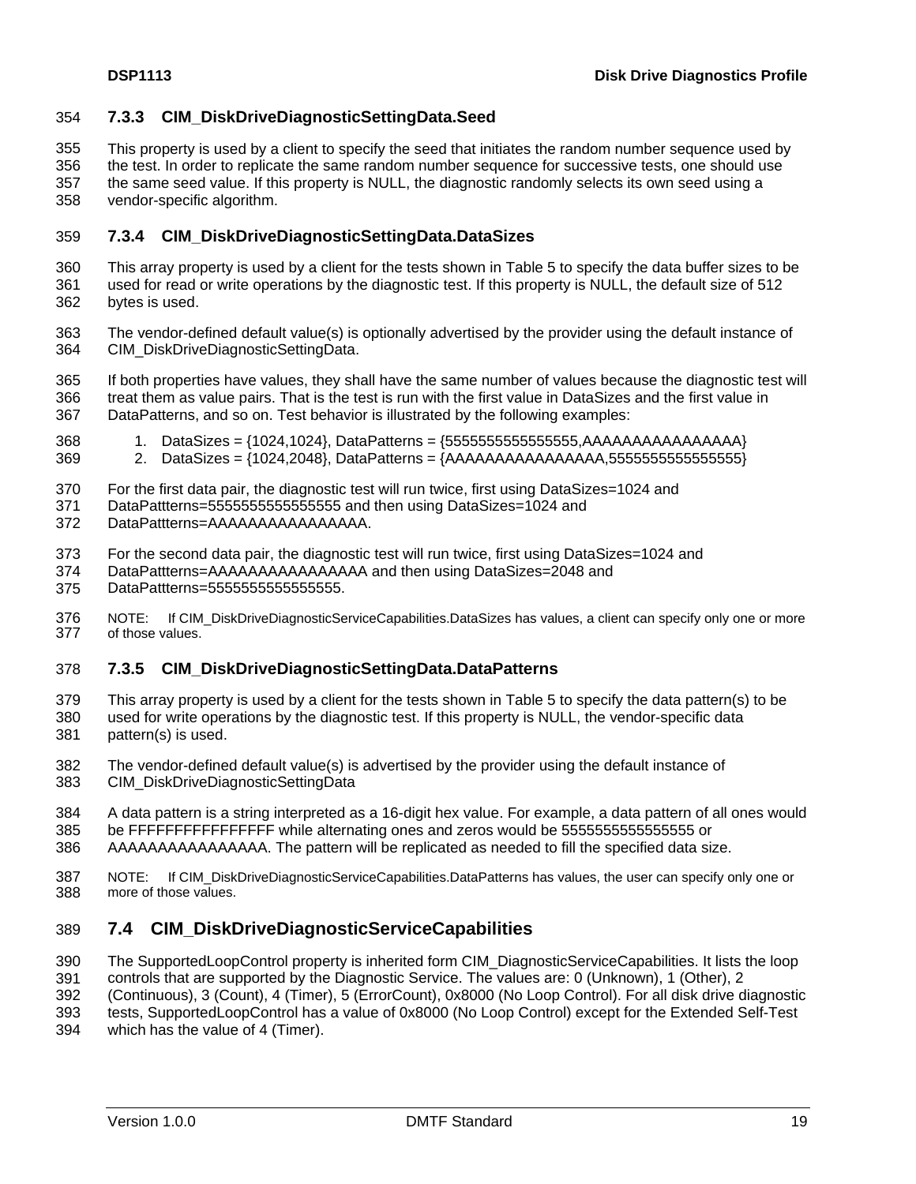### 7.3.3 CIM_DiskDriveDiagnosticSettingData.Seed

This property is used by a client to specify the seed that initiates the random number sequence used by the test. In order to replicate the same random number sequence for successive tests, one should use the same seed value. If this property is NULL, the diagnostic randomly selects its own seed using a vendor-specific algorithm.

### 7.3.4 CIM_DiskDriveDiagnosticSettingData.DataSizes

This array property is used by a client for the tests shown in Table 5 to specify the data buffer sizes to be used for read or write operations by the diagnostic test. If this property is NULL, the default size of 512 bytes is used.

The vendor-defined default value(s) is optionally advertised by the provider using the default instance of CIM_DiskDriveDiagnosticSettingData.

If both properties have values, they shall have the same number of values because the diagnostic test will treat them as value pairs. That is the test is run with the first value in DataSizes and the first value in DataPatterns, and so on. Test behavior is illustrated by the following examples:

1. DataSizes = {1024,1024}, DataPatterns = {5555555555555555,AAAAAAAAAAAAAAAA}
2. DataSizes = {1024,2048}, DataPatterns = {AAAAAAAAAAAAAAAA,5555555555555555}

For the first data pair, the diagnostic test will run twice, first using DataSizes=1024 and DataPattterns=5555555555555555 and then using DataSizes=1024 and DataPattterns=AAAAAAAAAAAAAAAA.

For the second data pair, the diagnostic test will run twice, first using DataSizes=1024 and DataPattterns=AAAAAAAAAAAAAAAA and then using DataSizes=2048 and DataPattterns=5555555555555555.

NOTE: If CIM_DiskDriveDiagnosticServiceCapabilities.DataSizes has values, a client can specify only one or more of those values.

### 7.3.5 CIM_DiskDriveDiagnosticSettingData.DataPatterns

This array property is used by a client for the tests shown in Table 5 to specify the data pattern(s) to be used for write operations by the diagnostic test. If this property is NULL, the vendor-specific data pattern(s) is used.

The vendor-defined default value(s) is advertised by the provider using the default instance of CIM_DiskDriveDiagnosticSettingData

A data pattern is a string interpreted as a 16-digit hex value. For example, a data pattern of all ones would be FFFFFFFFFFFFFFFF while alternating ones and zeros would be 5555555555555555 or AAAAAAAAAAAAAAAA. The pattern will be replicated as needed to fill the specified data size.

NOTE: If CIM_DiskDriveDiagnosticServiceCapabilities.DataPatterns has values, the user can specify only one or more of those values.

## 7.4 CIM_DiskDriveDiagnosticServiceCapabilities

The SupportedLoopControl property is inherited form CIM_DiagnosticServiceCapabilities. It lists the loop controls that are supported by the Diagnostic Service. The values are: 0 (Unknown), 1 (Other), 2 (Continuous), 3 (Count), 4 (Timer), 5 (ErrorCount), 0x8000 (No Loop Control). For all disk drive diagnostic tests, SupportedLoopControl has a value of 0x8000 (No Loop Control) except for the Extended Self-Test which has the value of 4 (Timer).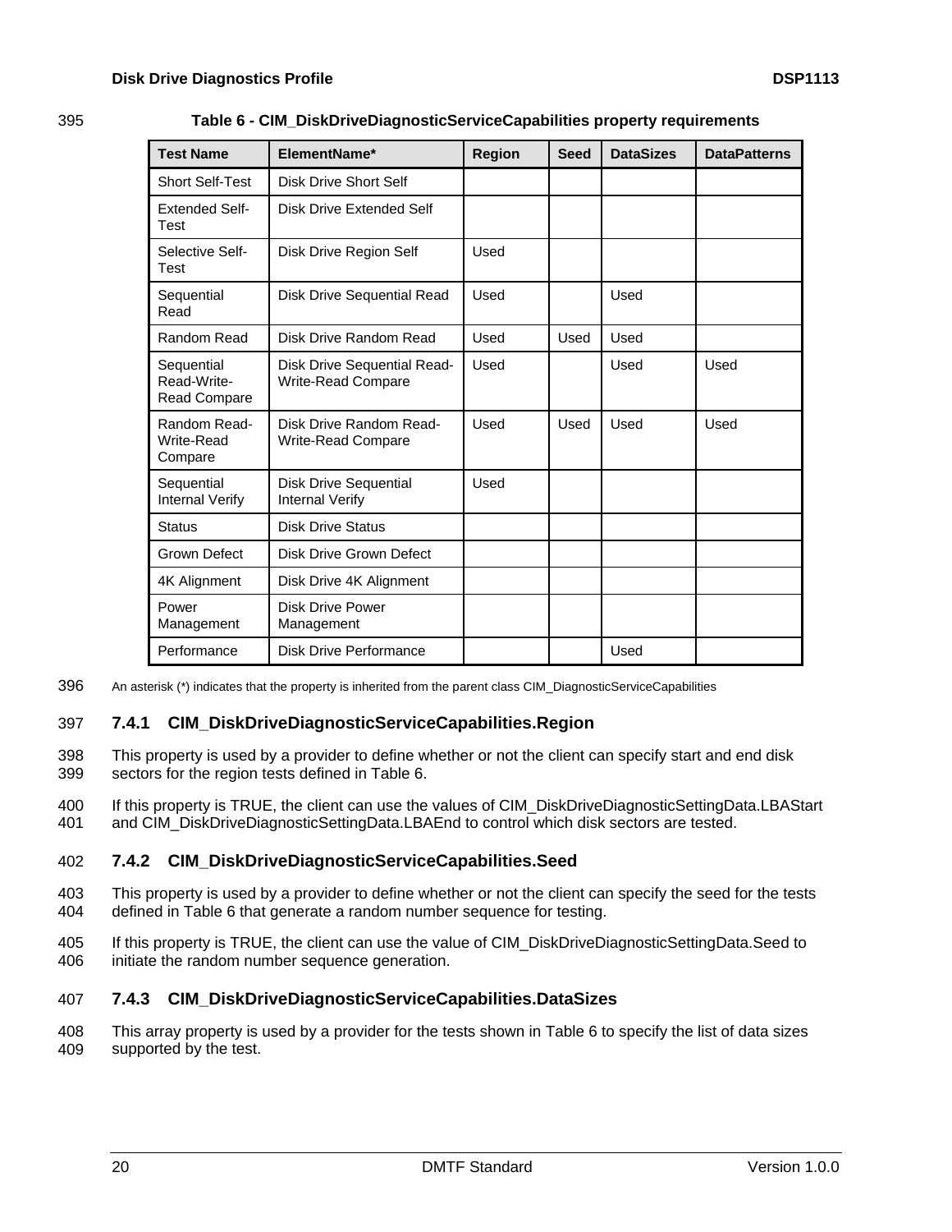**Table 6 - CIM_DiskDriveDiagnosticServiceCapabilities property requirements**

| Test Name | ElementName* | Region | Seed | DataSizes | DataPatterns |
|---|---|---|---|---|---|
| Short Self-Test | Disk Drive Short Self | | | | |
| Extended Self-Test | Disk Drive Extended Self | | | | |
| Selective Self-Test | Disk Drive Region Self | Used | | | |
| Sequential Read | Disk Drive Sequential Read | Used | | Used | |
| Random Read | Disk Drive Random Read | Used | Used | Used | |
| Sequential Read-Write-Read Compare | Disk Drive Sequential Read-Write-Read Compare | Used | | Used | Used |
| Random Read-Write-Read Compare | Disk Drive Random Read-Write-Read Compare | Used | Used | Used | Used |
| Sequential Internal Verify | Disk Drive Sequential Internal Verify | Used | | | |
| Status | Disk Drive Status | | | | |
| Grown Defect | Disk Drive Grown Defect | | | | |
| 4K Alignment | Disk Drive 4K Alignment | | | | |
| Power Management | Disk Drive Power Management | | | | |
| Performance | Disk Drive Performance | | | Used | |

An asterisk (*) indicates that the property is inherited from the parent class CIM_DiagnosticServiceCapabilities

### 7.4.1 CIM_DiskDriveDiagnosticServiceCapabilities.Region

This property is used by a provider to define whether or not the client can specify start and end disk sectors for the region tests defined in Table 6.

If this property is TRUE, the client can use the values of CIM_DiskDriveDiagnosticSettingData.LBAStart and CIM_DiskDriveDiagnosticSettingData.LBAEnd to control which disk sectors are tested.

### 7.4.2 CIM_DiskDriveDiagnosticServiceCapabilities.Seed

This property is used by a provider to define whether or not the client can specify the seed for the tests defined in Table 6 that generate a random number sequence for testing.

If this property is TRUE, the client can use the value of CIM_DiskDriveDiagnosticSettingData.Seed to initiate the random number sequence generation.

### 7.4.3 CIM_DiskDriveDiagnosticServiceCapabilities.DataSizes

This array property is used by a provider for the tests shown in Table 6 to specify the list of data sizes supported by the test.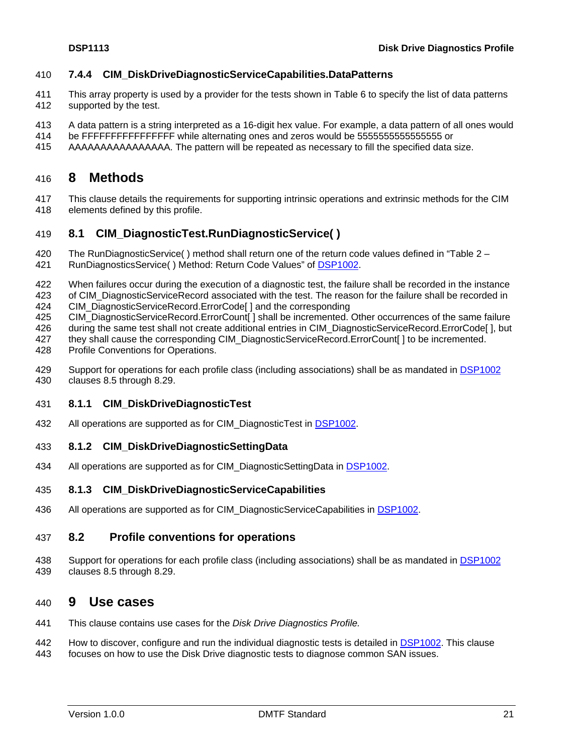### 7.4.4 CIM_DiskDriveDiagnosticServiceCapabilities.DataPatterns

This array property is used by a provider for the tests shown in Table 6 to specify the list of data patterns supported by the test.

A data pattern is a string interpreted as a 16-digit hex value. For example, a data pattern of all ones would be FFFFFFFFFFFFFFFF while alternating ones and zeros would be 5555555555555555 or AAAAAAAAAAAAAAAA. The pattern will be repeated as necessary to fill the specified data size.

# 8 Methods

This clause details the requirements for supporting intrinsic operations and extrinsic methods for the CIM elements defined by this profile.

## 8.1 CIM_DiagnosticTest.RunDiagnosticService( )

The RunDiagnosticService( ) method shall return one of the return code values defined in "Table 2 – RunDiagnosticsService( ) Method: Return Code Values" of DSP1002.

When failures occur during the execution of a diagnostic test, the failure shall be recorded in the instance of CIM_DiagnosticServiceRecord associated with the test. The reason for the failure shall be recorded in CIM_DiagnosticServiceRecord.ErrorCode[ ] and the corresponding CIM_DiagnosticServiceRecord.ErrorCount[ ] shall be incremented. Other occurrences of the same failure during the same test shall not create additional entries in CIM_DiagnosticServiceRecord.ErrorCode[ ], but they shall cause the corresponding CIM_DiagnosticServiceRecord.ErrorCount[ ] to be incremented. Profile Conventions for Operations.

Support for operations for each profile class (including associations) shall be as mandated in DSP1002 clauses 8.5 through 8.29.

### 8.1.1 CIM_DiskDriveDiagnosticTest

All operations are supported as for CIM_DiagnosticTest in DSP1002.

### 8.1.2 CIM_DiskDriveDiagnosticSettingData

All operations are supported as for CIM_DiagnosticSettingData in DSP1002.

### 8.1.3 CIM_DiskDriveDiagnosticServiceCapabilities

All operations are supported as for CIM_DiagnosticServiceCapabilities in DSP1002.

## 8.2 Profile conventions for operations

Support for operations for each profile class (including associations) shall be as mandated in DSP1002 clauses 8.5 through 8.29.

# 9 Use cases

This clause contains use cases for the *Disk Drive Diagnostics Profile.*

How to discover, configure and run the individual diagnostic tests is detailed in DSP1002. This clause focuses on how to use the Disk Drive diagnostic tests to diagnose common SAN issues.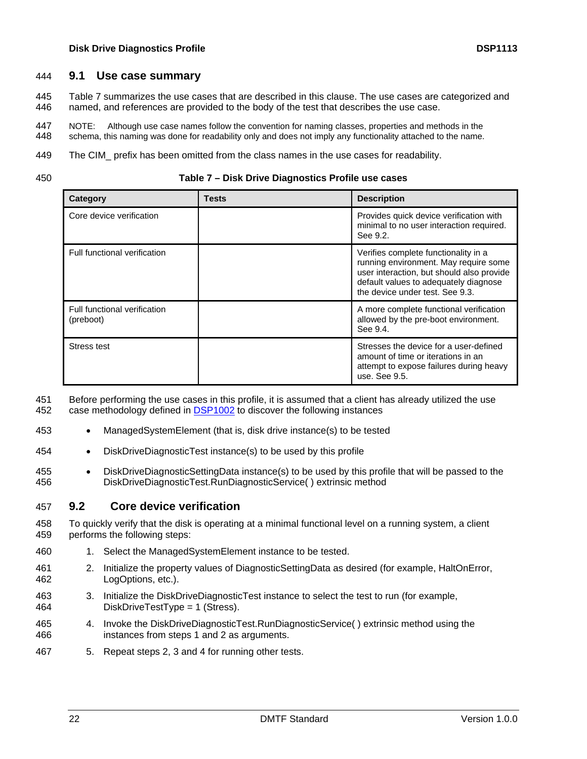## 9.1 Use case summary

Table 7 summarizes the use cases that are described in this clause. The use cases are categorized and named, and references are provided to the body of the test that describes the use case.

NOTE: Although use case names follow the convention for naming classes, properties and methods in the schema, this naming was done for readability only and does not imply any functionality attached to the name.

The CIM_ prefix has been omitted from the class names in the use cases for readability.

**Table 7 – Disk Drive Diagnostics Profile use cases**

| Category | Tests | Description |
|---|---|---|
| Core device verification | | Provides quick device verification with minimal to no user interaction required. See 9.2. |
| Full functional verification | | Verifies complete functionality in a running environment. May require some user interaction, but should also provide default values to adequately diagnose the device under test. See 9.3. |
| Full functional verification (preboot) | | A more complete functional verification allowed by the pre-boot environment. See 9.4. |
| Stress test | | Stresses the device for a user-defined amount of time or iterations in an attempt to expose failures during heavy use. See 9.5. |

Before performing the use cases in this profile, it is assumed that a client has already utilized the use case methodology defined in DSP1002 to discover the following instances

- ManagedSystemElement (that is, disk drive instance(s) to be tested
- DiskDriveDiagnosticTest instance(s) to be used by this profile
- DiskDriveDiagnosticSettingData instance(s) to be used by this profile that will be passed to the DiskDriveDiagnosticTest.RunDiagnosticService( ) extrinsic method

## 9.2 Core device verification

To quickly verify that the disk is operating at a minimal functional level on a running system, a client performs the following steps:

1. Select the ManagedSystemElement instance to be tested.
2. Initialize the property values of DiagnosticSettingData as desired (for example, HaltOnError, LogOptions, etc.).
3. Initialize the DiskDriveDiagnosticTest instance to select the test to run (for example, DiskDriveTestType = 1 (Stress).
4. Invoke the DiskDriveDiagnosticTest.RunDiagnosticService( ) extrinsic method using the instances from steps 1 and 2 as arguments.
5. Repeat steps 2, 3 and 4 for running other tests.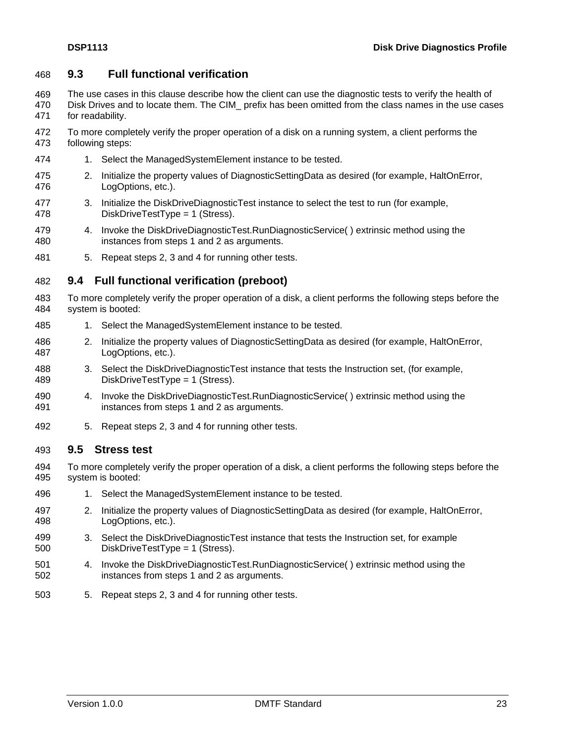## 9.3 Full functional verification

The use cases in this clause describe how the client can use the diagnostic tests to verify the health of Disk Drives and to locate them. The CIM_ prefix has been omitted from the class names in the use cases for readability.

To more completely verify the proper operation of a disk on a running system, a client performs the following steps:

1. Select the ManagedSystemElement instance to be tested.
2. Initialize the property values of DiagnosticSettingData as desired (for example, HaltOnError, LogOptions, etc.).
3. Initialize the DiskDriveDiagnosticTest instance to select the test to run (for example, DiskDriveTestType = 1 (Stress).
4. Invoke the DiskDriveDiagnosticTest.RunDiagnosticService( ) extrinsic method using the instances from steps 1 and 2 as arguments.
5. Repeat steps 2, 3 and 4 for running other tests.

## 9.4 Full functional verification (preboot)

To more completely verify the proper operation of a disk, a client performs the following steps before the system is booted:

1. Select the ManagedSystemElement instance to be tested.
2. Initialize the property values of DiagnosticSettingData as desired (for example, HaltOnError, LogOptions, etc.).
3. Select the DiskDriveDiagnosticTest instance that tests the Instruction set, (for example, DiskDriveTestType = 1 (Stress).
4. Invoke the DiskDriveDiagnosticTest.RunDiagnosticService( ) extrinsic method using the instances from steps 1 and 2 as arguments.
5. Repeat steps 2, 3 and 4 for running other tests.

## 9.5 Stress test

To more completely verify the proper operation of a disk, a client performs the following steps before the system is booted:

1. Select the ManagedSystemElement instance to be tested.
2. Initialize the property values of DiagnosticSettingData as desired (for example, HaltOnError, LogOptions, etc.).
3. Select the DiskDriveDiagnosticTest instance that tests the Instruction set, for example DiskDriveTestType = 1 (Stress).
4. Invoke the DiskDriveDiagnosticTest.RunDiagnosticService( ) extrinsic method using the instances from steps 1 and 2 as arguments.
5. Repeat steps 2, 3 and 4 for running other tests.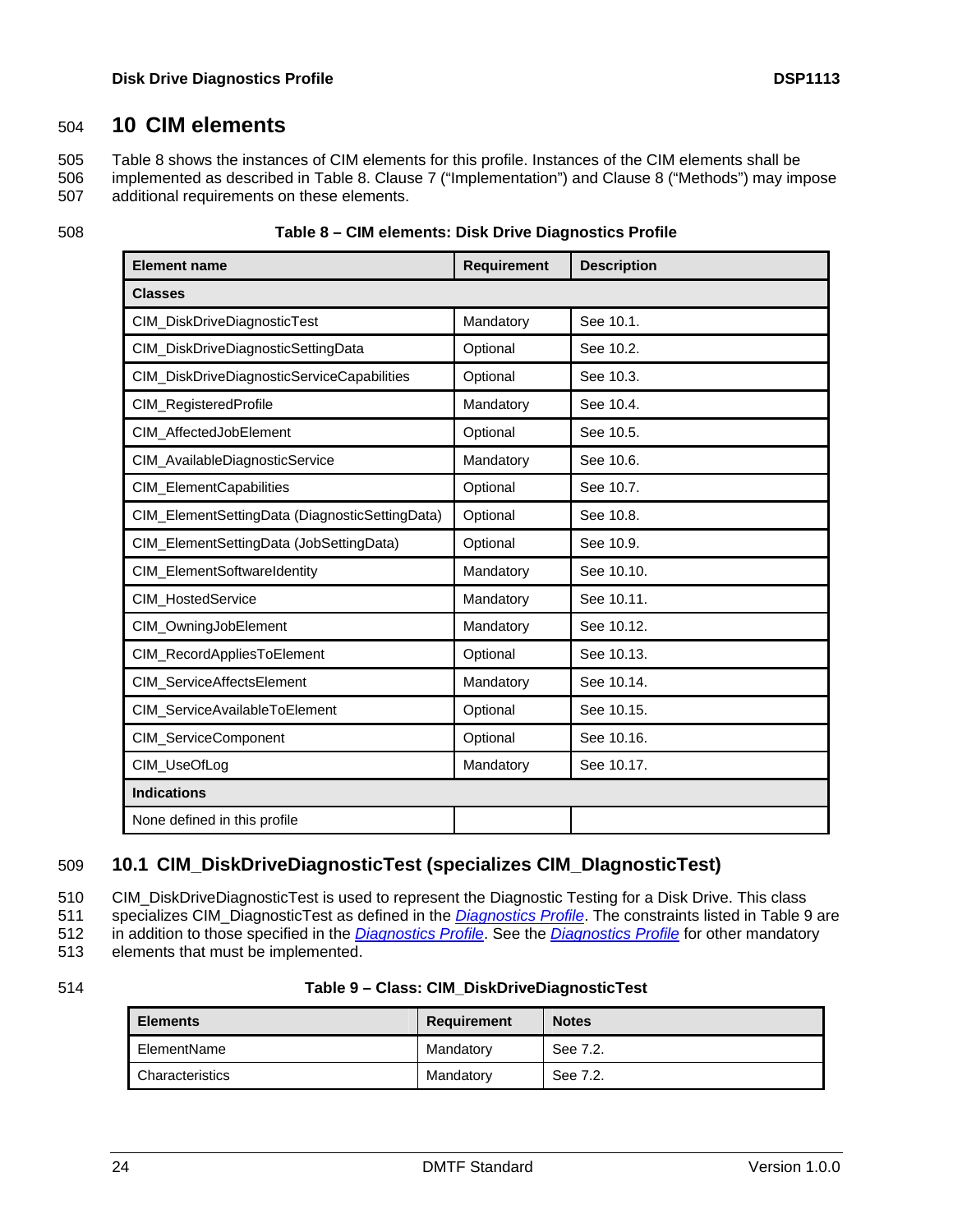# 10 CIM elements

Table 8 shows the instances of CIM elements for this profile. Instances of the CIM elements shall be implemented as described in Table 8. Clause 7 ("Implementation") and Clause 8 ("Methods") may impose additional requirements on these elements.

**Table 8 – CIM elements: Disk Drive Diagnostics Profile**

| Element name | Requirement | Description |
|---|---|---|
| **Classes** | | |
| CIM_DiskDriveDiagnosticTest | Mandatory | See 10.1. |
| CIM_DiskDriveDiagnosticSettingData | Optional | See 10.2. |
| CIM_DiskDriveDiagnosticServiceCapabilities | Optional | See 10.3. |
| CIM_RegisteredProfile | Mandatory | See 10.4. |
| CIM_AffectedJobElement | Optional | See 10.5. |
| CIM_AvailableDiagnosticService | Mandatory | See 10.6. |
| CIM_ElementCapabilities | Optional | See 10.7. |
| CIM_ElementSettingData (DiagnosticSettingData) | Optional | See 10.8. |
| CIM_ElementSettingData (JobSettingData) | Optional | See 10.9. |
| CIM_ElementSoftwareIdentity | Mandatory | See 10.10. |
| CIM_HostedService | Mandatory | See 10.11. |
| CIM_OwningJobElement | Mandatory | See 10.12. |
| CIM_RecordAppliesToElement | Optional | See 10.13. |
| CIM_ServiceAffectsElement | Mandatory | See 10.14. |
| CIM_ServiceAvailableToElement | Optional | See 10.15. |
| CIM_ServiceComponent | Optional | See 10.16. |
| CIM_UseOfLog | Mandatory | See 10.17. |
| **Indications** | | |
| None defined in this profile | | |

## 10.1 CIM_DiskDriveDiagnosticTest (specializes CIM_DIagnosticTest)

CIM_DiskDriveDiagnosticTest is used to represent the Diagnostic Testing for a Disk Drive. This class specializes CIM_DiagnosticTest as defined in the *Diagnostics Profile*. The constraints listed in Table 9 are in addition to those specified in the *Diagnostics Profile*. See the *Diagnostics Profile* for other mandatory elements that must be implemented.

**Table 9 – Class: CIM_DiskDriveDiagnosticTest**

| Elements | Requirement | Notes |
|---|---|---|
| ElementName | Mandatory | See 7.2. |
| Characteristics | Mandatory | See 7.2. |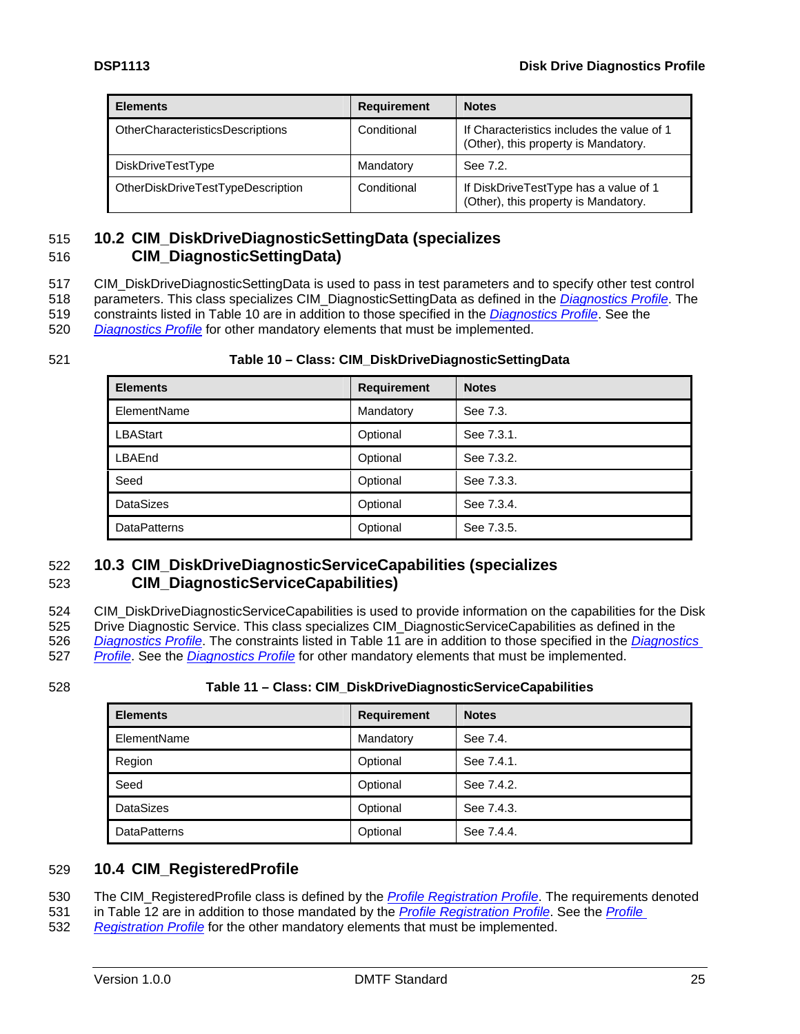| Elements | Requirement | Notes |
|---|---|---|
| OtherCharacteristicsDescriptions | Conditional | If Characteristics includes the value of 1 (Other), this property is Mandatory. |
| DiskDriveTestType | Mandatory | See 7.2. |
| OtherDiskDriveTestTypeDescription | Conditional | If DiskDriveTestType has a value of 1 (Other), this property is Mandatory. |

## 10.2 CIM_DiskDriveDiagnosticSettingData (specializes CIM_DiagnosticSettingData)

CIM_DiskDriveDiagnosticSettingData is used to pass in test parameters and to specify other test control parameters. This class specializes CIM_DiagnosticSettingData as defined in the *Diagnostics Profile*. The constraints listed in Table 10 are in addition to those specified in the *Diagnostics Profile*. See the *Diagnostics Profile* for other mandatory elements that must be implemented.

**Table 10 – Class: CIM_DiskDriveDiagnosticSettingData**

| Elements | Requirement | Notes |
|---|---|---|
| ElementName | Mandatory | See 7.3. |
| LBAStart | Optional | See 7.3.1. |
| LBAEnd | Optional | See 7.3.2. |
| Seed | Optional | See 7.3.3. |
| DataSizes | Optional | See 7.3.4. |
| DataPatterns | Optional | See 7.3.5. |

## 10.3 CIM_DiskDriveDiagnosticServiceCapabilities (specializes CIM_DiagnosticServiceCapabilities)

CIM_DiskDriveDiagnosticServiceCapabilities is used to provide information on the capabilities for the Disk Drive Diagnostic Service. This class specializes CIM_DiagnosticServiceCapabilities as defined in the *Diagnostics Profile*. The constraints listed in Table 11 are in addition to those specified in the *Diagnostics Profile*. See the *Diagnostics Profile* for other mandatory elements that must be implemented.

**Table 11 – Class: CIM_DiskDriveDiagnosticServiceCapabilities**

| Elements | Requirement | Notes |
|---|---|---|
| ElementName | Mandatory | See 7.4. |
| Region | Optional | See 7.4.1. |
| Seed | Optional | See 7.4.2. |
| DataSizes | Optional | See 7.4.3. |
| DataPatterns | Optional | See 7.4.4. |

## 10.4 CIM_RegisteredProfile

The CIM_RegisteredProfile class is defined by the *Profile Registration Profile*. The requirements denoted in Table 12 are in addition to those mandated by the *Profile Registration Profile*. See the *Profile Registration Profile* for the other mandatory elements that must be implemented.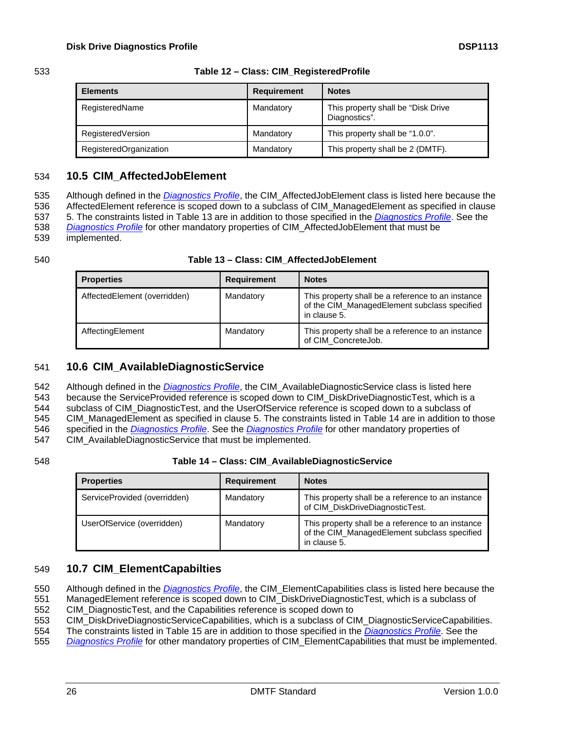**Table 12 – Class: CIM_RegisteredProfile**

| Elements | Requirement | Notes |
|---|---|---|
| RegisteredName | Mandatory | This property shall be “Disk Drive Diagnostics”. |
| RegisteredVersion | Mandatory | This property shall be “1.0.0”. |
| RegisteredOrganization | Mandatory | This property shall be 2 (DMTF). |

## 10.5 CIM_AffectedJobElement

Although defined in the *Diagnostics Profile*, the CIM_AffectedJobElement class is listed here because the AffectedElement reference is scoped down to a subclass of CIM_ManagedElement as specified in clause 5. The constraints listed in Table 13 are in addition to those specified in the *Diagnostics Profile*. See the *Diagnostics Profile* for other mandatory properties of CIM_AffectedJobElement that must be implemented.

**Table 13 – Class: CIM_AffectedJobElement**

| Properties | Requirement | Notes |
|---|---|---|
| AffectedElement (overridden) | Mandatory | This property shall be a reference to an instance of the CIM_ManagedElement subclass specified in clause 5. |
| AffectingElement | Mandatory | This property shall be a reference to an instance of CIM_ConcreteJob. |

## 10.6 CIM_AvailableDiagnosticService

Although defined in the *Diagnostics Profile*, the CIM_AvailableDiagnosticService class is listed here because the ServiceProvided reference is scoped down to CIM_DiskDriveDiagnosticTest, which is a subclass of CIM_DiagnosticTest, and the UserOfService reference is scoped down to a subclass of CIM_ManagedElement as specified in clause 5. The constraints listed in Table 14 are in addition to those specified in the *Diagnostics Profile*. See the *Diagnostics Profile* for other mandatory properties of CIM_AvailableDiagnosticService that must be implemented.

**Table 14 – Class: CIM_AvailableDiagnosticService**

| Properties | Requirement | Notes |
|---|---|---|
| ServiceProvided (overridden) | Mandatory | This property shall be a reference to an instance of CIM_DiskDriveDiagnosticTest. |
| UserOfService (overridden) | Mandatory | This property shall be a reference to an instance of the CIM_ManagedElement subclass specified in clause 5. |

## 10.7 CIM_ElementCapabilties

Although defined in the *Diagnostics Profile*, the CIM_ElementCapabilities class is listed here because the ManagedElement reference is scoped down to CIM_DiskDriveDiagnosticTest, which is a subclass of CIM_DiagnosticTest, and the Capabilities reference is scoped down to CIM_DiskDriveDiagnosticServiceCapabilities, which is a subclass of CIM_DiagnosticServiceCapabilities. The constraints listed in Table 15 are in addition to those specified in the *Diagnostics Profile*. See the *Diagnostics Profile* for other mandatory properties of CIM_ElementCapabilities that must be implemented.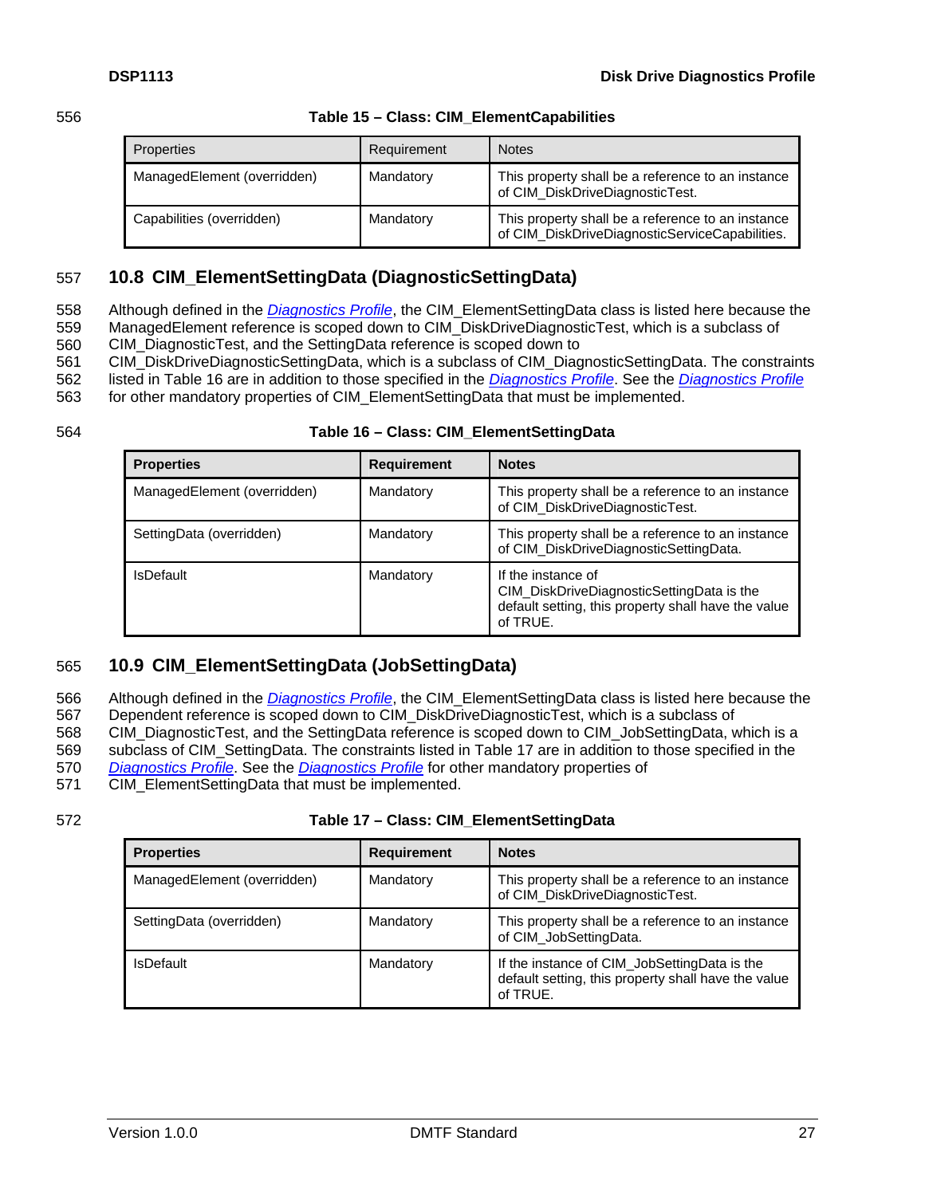**Table 15 – Class: CIM_ElementCapabilities**

| Properties | Requirement | Notes |
|---|---|---|
| ManagedElement (overridden) | Mandatory | This property shall be a reference to an instance of CIM_DiskDriveDiagnosticTest. |
| Capabilities (overridden) | Mandatory | This property shall be a reference to an instance of CIM_DiskDriveDiagnosticServiceCapabilities. |

## 10.8 CIM_ElementSettingData (DiagnosticSettingData)

Although defined in the *Diagnostics Profile*, the CIM_ElementSettingData class is listed here because the ManagedElement reference is scoped down to CIM_DiskDriveDiagnosticTest, which is a subclass of CIM_DiagnosticTest, and the SettingData reference is scoped down to CIM_DiskDriveDiagnosticSettingData, which is a subclass of CIM_DiagnosticSettingData. The constraints listed in Table 16 are in addition to those specified in the *Diagnostics Profile*. See the *Diagnostics Profile* for other mandatory properties of CIM_ElementSettingData that must be implemented.

**Table 16 – Class: CIM_ElementSettingData**

| Properties | Requirement | Notes |
|---|---|---|
| ManagedElement (overridden) | Mandatory | This property shall be a reference to an instance of CIM_DiskDriveDiagnosticTest. |
| SettingData (overridden) | Mandatory | This property shall be a reference to an instance of CIM_DiskDriveDiagnosticSettingData. |
| IsDefault | Mandatory | If the instance of CIM_DiskDriveDiagnosticSettingData is the default setting, this property shall have the value of TRUE. |

## 10.9 CIM_ElementSettingData (JobSettingData)

Although defined in the *Diagnostics Profile*, the CIM_ElementSettingData class is listed here because the Dependent reference is scoped down to CIM_DiskDriveDiagnosticTest, which is a subclass of CIM_DiagnosticTest, and the SettingData reference is scoped down to CIM_JobSettingData, which is a subclass of CIM_SettingData. The constraints listed in Table 17 are in addition to those specified in the *Diagnostics Profile*. See the *Diagnostics Profile* for other mandatory properties of CIM_ElementSettingData that must be implemented.

**Table 17 – Class: CIM_ElementSettingData**

| Properties | Requirement | Notes |
|---|---|---|
| ManagedElement (overridden) | Mandatory | This property shall be a reference to an instance of CIM_DiskDriveDiagnosticTest. |
| SettingData (overridden) | Mandatory | This property shall be a reference to an instance of CIM_JobSettingData. |
| IsDefault | Mandatory | If the instance of CIM_JobSettingData is the default setting, this property shall have the value of TRUE. |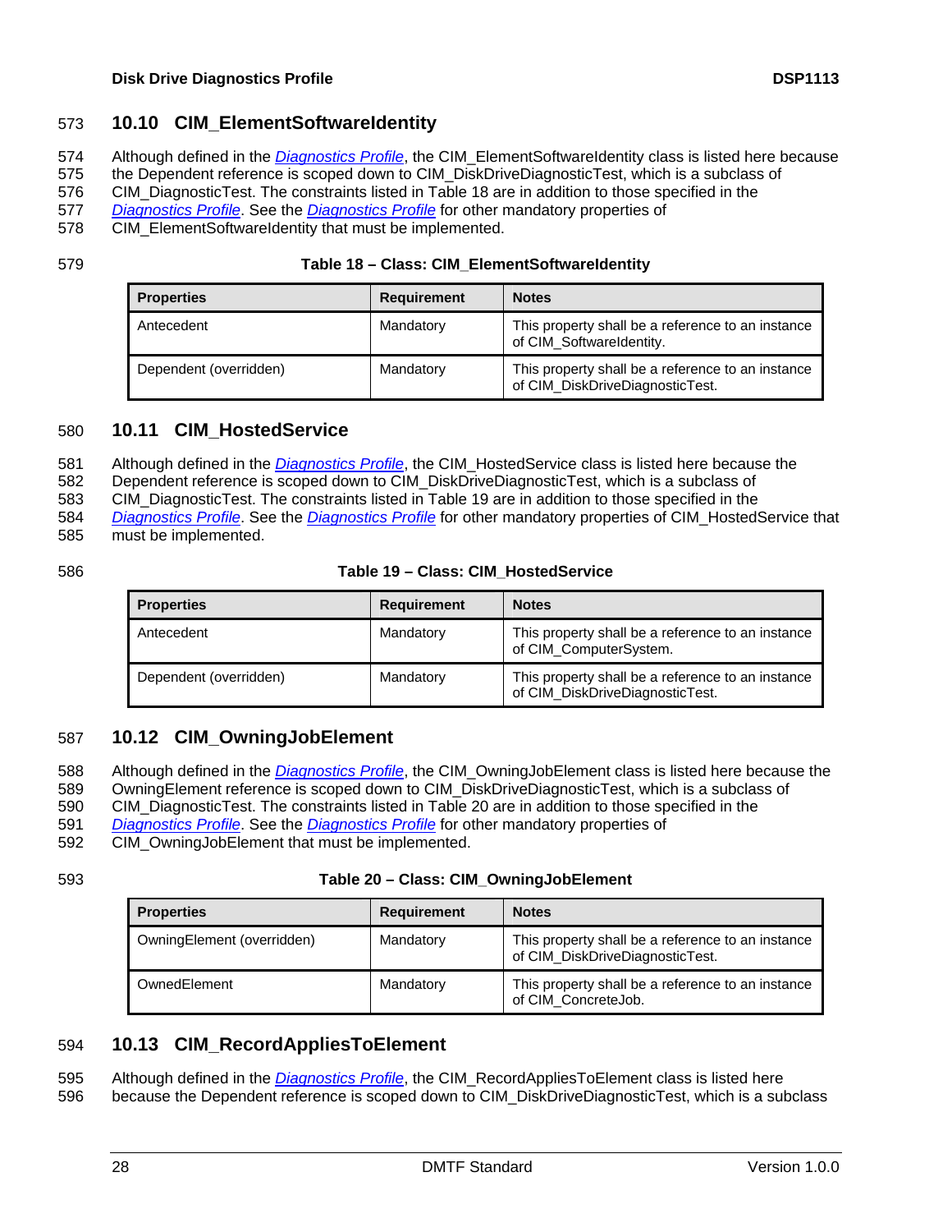## 10.10 CIM_ElementSoftwareIdentity

Although defined in the *Diagnostics Profile*, the CIM_ElementSoftwareIdentity class is listed here because the Dependent reference is scoped down to CIM_DiskDriveDiagnosticTest, which is a subclass of CIM_DiagnosticTest. The constraints listed in Table 18 are in addition to those specified in the *Diagnostics Profile*. See the *Diagnostics Profile* for other mandatory properties of CIM_ElementSoftwareIdentity that must be implemented.

**Table 18 – Class: CIM_ElementSoftwareIdentity**

| Properties | Requirement | Notes |
|---|---|---|
| Antecedent | Mandatory | This property shall be a reference to an instance of CIM_SoftwareIdentity. |
| Dependent (overridden) | Mandatory | This property shall be a reference to an instance of CIM_DiskDriveDiagnosticTest. |

## 10.11 CIM_HostedService

Although defined in the *Diagnostics Profile*, the CIM_HostedService class is listed here because the Dependent reference is scoped down to CIM_DiskDriveDiagnosticTest, which is a subclass of CIM_DiagnosticTest. The constraints listed in Table 19 are in addition to those specified in the *Diagnostics Profile*. See the *Diagnostics Profile* for other mandatory properties of CIM_HostedService that must be implemented.

**Table 19 – Class: CIM_HostedService**

| Properties | Requirement | Notes |
|---|---|---|
| Antecedent | Mandatory | This property shall be a reference to an instance of CIM_ComputerSystem. |
| Dependent (overridden) | Mandatory | This property shall be a reference to an instance of CIM_DiskDriveDiagnosticTest. |

## 10.12 CIM_OwningJobElement

Although defined in the *Diagnostics Profile*, the CIM_OwningJobElement class is listed here because the OwningElement reference is scoped down to CIM_DiskDriveDiagnosticTest, which is a subclass of CIM_DiagnosticTest. The constraints listed in Table 20 are in addition to those specified in the *Diagnostics Profile*. See the *Diagnostics Profile* for other mandatory properties of CIM_OwningJobElement that must be implemented.

**Table 20 – Class: CIM_OwningJobElement**

| Properties | Requirement | Notes |
|---|---|---|
| OwningElement (overridden) | Mandatory | This property shall be a reference to an instance of CIM_DiskDriveDiagnosticTest. |
| OwnedElement | Mandatory | This property shall be a reference to an instance of CIM_ConcreteJob. |

## 10.13 CIM_RecordAppliesToElement

Although defined in the *Diagnostics Profile*, the CIM_RecordAppliesToElement class is listed here because the Dependent reference is scoped down to CIM_DiskDriveDiagnosticTest, which is a subclass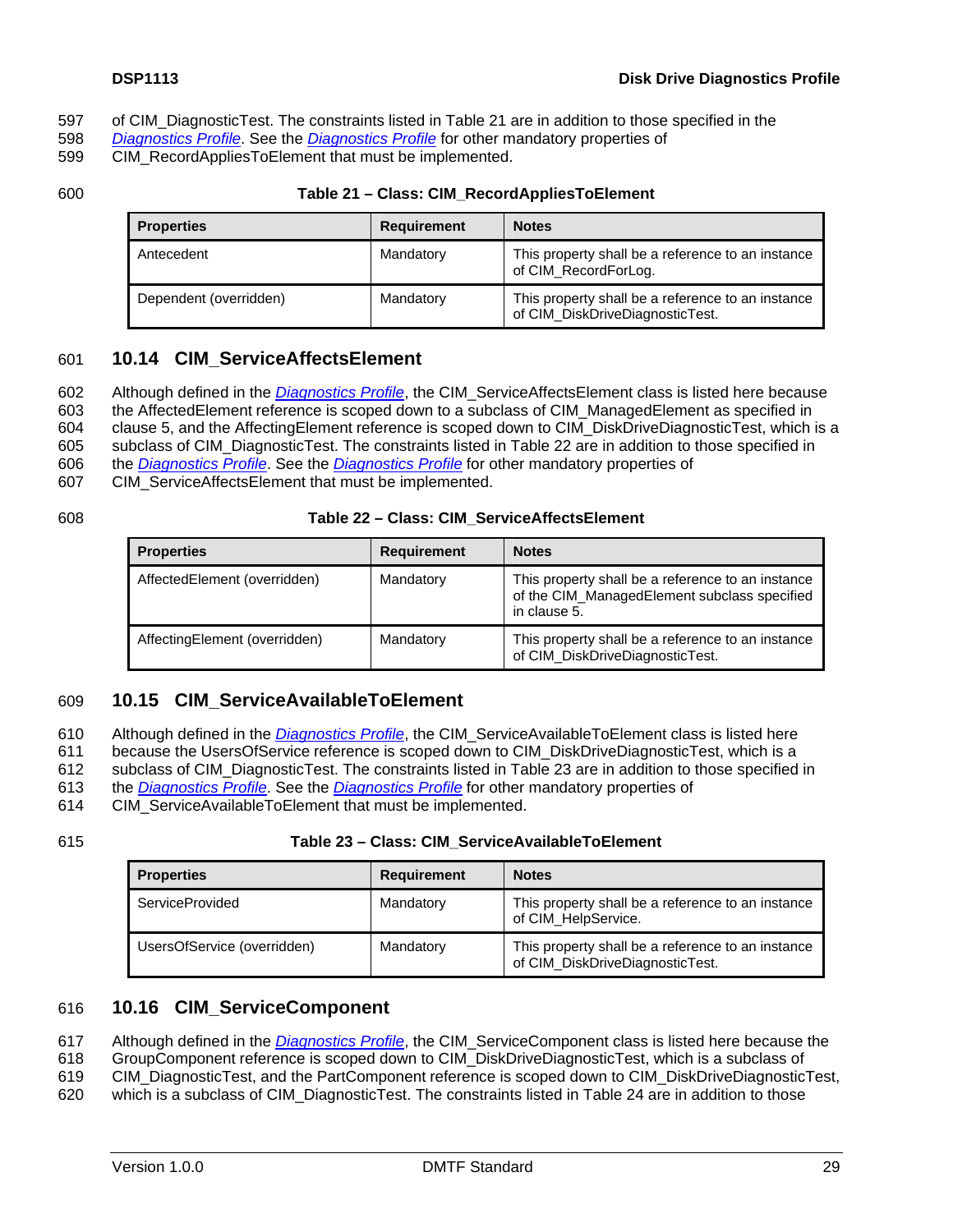of CIM_DiagnosticTest. The constraints listed in Table 21 are in addition to those specified in the *Diagnostics Profile*. See the *Diagnostics Profile* for other mandatory properties of CIM_RecordAppliesToElement that must be implemented.

**Table 21 – Class: CIM_RecordAppliesToElement**

| Properties | Requirement | Notes |
|---|---|---|
| Antecedent | Mandatory | This property shall be a reference to an instance of CIM_RecordForLog. |
| Dependent (overridden) | Mandatory | This property shall be a reference to an instance of CIM_DiskDriveDiagnosticTest. |

## 10.14 CIM_ServiceAffectsElement

Although defined in the *Diagnostics Profile*, the CIM_ServiceAffectsElement class is listed here because the AffectedElement reference is scoped down to a subclass of CIM_ManagedElement as specified in clause 5, and the AffectingElement reference is scoped down to CIM_DiskDriveDiagnosticTest, which is a subclass of CIM_DiagnosticTest. The constraints listed in Table 22 are in addition to those specified in the *Diagnostics Profile*. See the *Diagnostics Profile* for other mandatory properties of CIM_ServiceAffectsElement that must be implemented.

**Table 22 – Class: CIM_ServiceAffectsElement**

| Properties | Requirement | Notes |
|---|---|---|
| AffectedElement (overridden) | Mandatory | This property shall be a reference to an instance of the CIM_ManagedElement subclass specified in clause 5. |
| AffectingElement (overridden) | Mandatory | This property shall be a reference to an instance of CIM_DiskDriveDiagnosticTest. |

## 10.15 CIM_ServiceAvailableToElement

Although defined in the *Diagnostics Profile*, the CIM_ServiceAvailableToElement class is listed here because the UsersOfService reference is scoped down to CIM_DiskDriveDiagnosticTest, which is a subclass of CIM_DiagnosticTest. The constraints listed in Table 23 are in addition to those specified in the *Diagnostics Profile*. See the *Diagnostics Profile* for other mandatory properties of CIM_ServiceAvailableToElement that must be implemented.

**Table 23 – Class: CIM_ServiceAvailableToElement**

| Properties | Requirement | Notes |
|---|---|---|
| ServiceProvided | Mandatory | This property shall be a reference to an instance of CIM_HelpService. |
| UsersOfService (overridden) | Mandatory | This property shall be a reference to an instance of CIM_DiskDriveDiagnosticTest. |

## 10.16 CIM_ServiceComponent

Although defined in the *Diagnostics Profile*, the CIM_ServiceComponent class is listed here because the GroupComponent reference is scoped down to CIM_DiskDriveDiagnosticTest, which is a subclass of CIM_DiagnosticTest, and the PartComponent reference is scoped down to CIM_DiskDriveDiagnosticTest, which is a subclass of CIM_DiagnosticTest. The constraints listed in Table 24 are in addition to those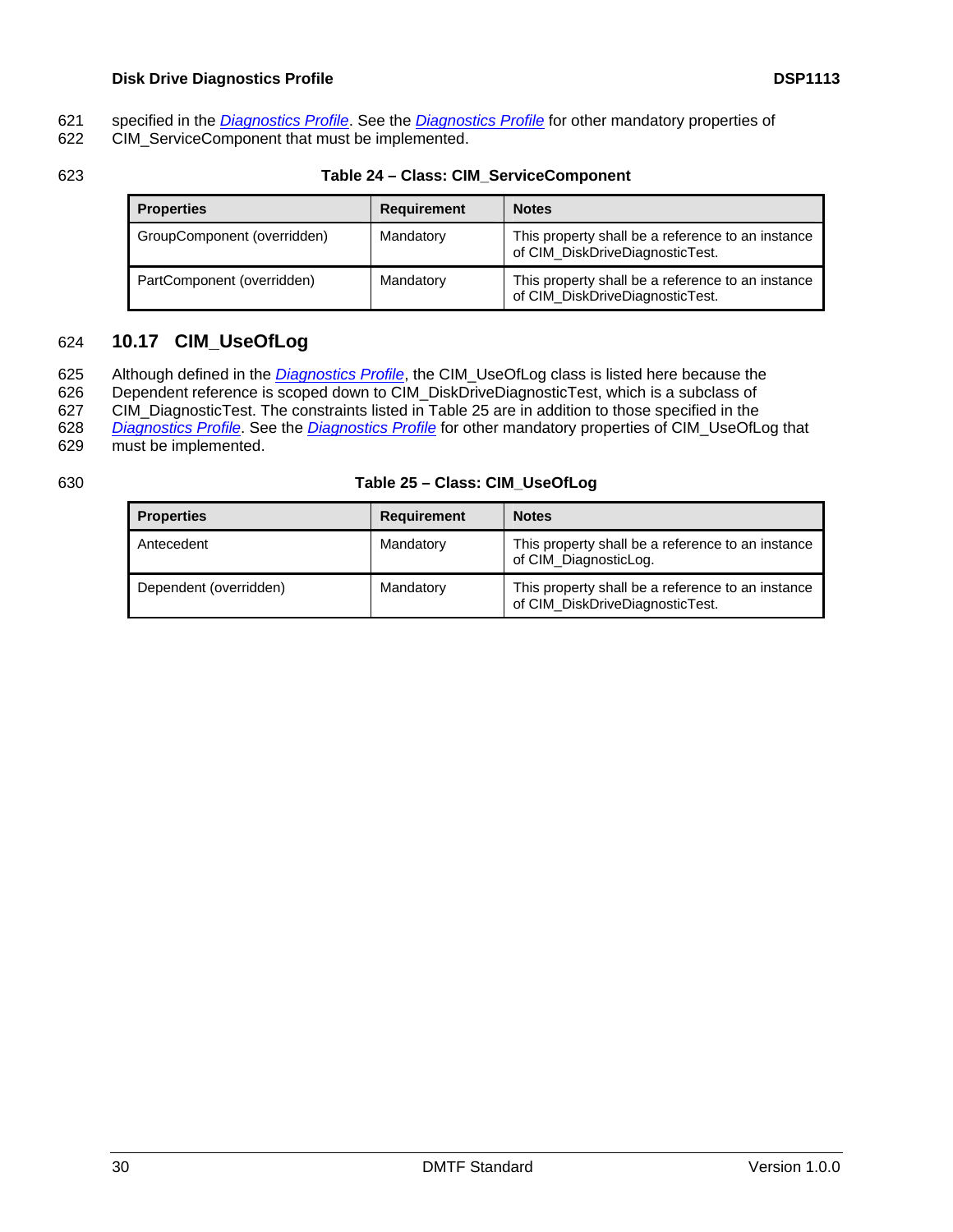specified in the *Diagnostics Profile*. See the *Diagnostics Profile* for other mandatory properties of CIM_ServiceComponent that must be implemented.

**Table 24 – Class: CIM_ServiceComponent**

| Properties | Requirement | Notes |
|---|---|---|
| GroupComponent (overridden) | Mandatory | This property shall be a reference to an instance of CIM_DiskDriveDiagnosticTest. |
| PartComponent (overridden) | Mandatory | This property shall be a reference to an instance of CIM_DiskDriveDiagnosticTest. |

## 10.17 CIM_UseOfLog

Although defined in the *Diagnostics Profile*, the CIM_UseOfLog class is listed here because the Dependent reference is scoped down to CIM_DiskDriveDiagnosticTest, which is a subclass of CIM_DiagnosticTest. The constraints listed in Table 25 are in addition to those specified in the *Diagnostics Profile*. See the *Diagnostics Profile* for other mandatory properties of CIM_UseOfLog that must be implemented.

**Table 25 – Class: CIM_UseOfLog**

| Properties | Requirement | Notes |
|---|---|---|
| Antecedent | Mandatory | This property shall be a reference to an instance of CIM_DiagnosticLog. |
| Dependent (overridden) | Mandatory | This property shall be a reference to an instance of CIM_DiskDriveDiagnosticTest. |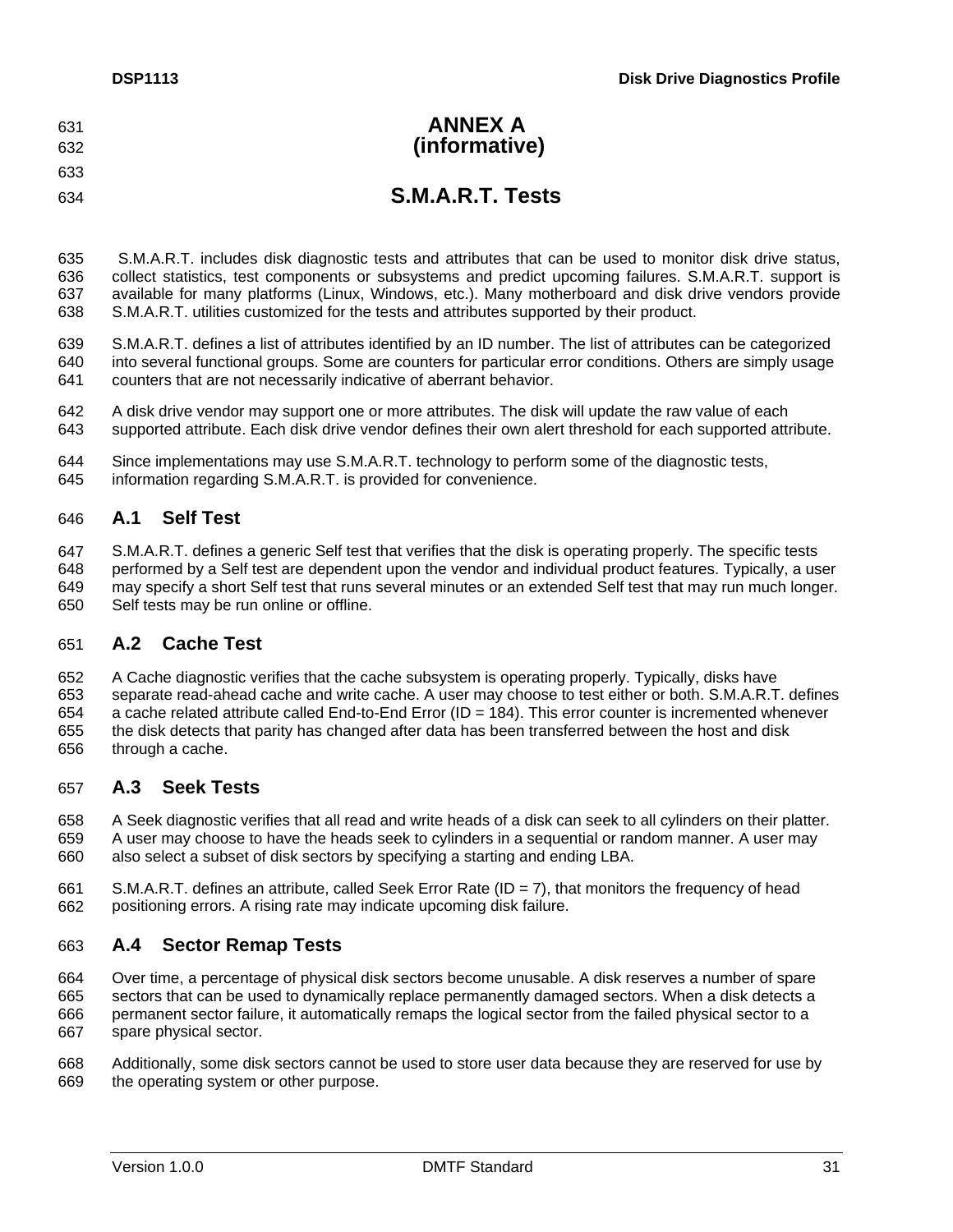# ANNEX A
# (informative)

# S.M.A.R.T. Tests

S.M.A.R.T. includes disk diagnostic tests and attributes that can be used to monitor disk drive status, collect statistics, test components or subsystems and predict upcoming failures. S.M.A.R.T. support is available for many platforms (Linux, Windows, etc.). Many motherboard and disk drive vendors provide S.M.A.R.T. utilities customized for the tests and attributes supported by their product.

S.M.A.R.T. defines a list of attributes identified by an ID number. The list of attributes can be categorized into several functional groups. Some are counters for particular error conditions. Others are simply usage counters that are not necessarily indicative of aberrant behavior.

A disk drive vendor may support one or more attributes. The disk will update the raw value of each supported attribute. Each disk drive vendor defines their own alert threshold for each supported attribute.

Since implementations may use S.M.A.R.T. technology to perform some of the diagnostic tests, information regarding S.M.A.R.T. is provided for convenience.

## A.1 Self Test

S.M.A.R.T. defines a generic Self test that verifies that the disk is operating properly. The specific tests performed by a Self test are dependent upon the vendor and individual product features. Typically, a user may specify a short Self test that runs several minutes or an extended Self test that may run much longer. Self tests may be run online or offline.

## A.2 Cache Test

A Cache diagnostic verifies that the cache subsystem is operating properly. Typically, disks have separate read-ahead cache and write cache. A user may choose to test either or both. S.M.A.R.T. defines a cache related attribute called End-to-End Error (ID = 184). This error counter is incremented whenever the disk detects that parity has changed after data has been transferred between the host and disk through a cache.

## A.3 Seek Tests

A Seek diagnostic verifies that all read and write heads of a disk can seek to all cylinders on their platter. A user may choose to have the heads seek to cylinders in a sequential or random manner. A user may also select a subset of disk sectors by specifying a starting and ending LBA.

S.M.A.R.T. defines an attribute, called Seek Error Rate (ID = 7), that monitors the frequency of head positioning errors. A rising rate may indicate upcoming disk failure.

## A.4 Sector Remap Tests

Over time, a percentage of physical disk sectors become unusable. A disk reserves a number of spare sectors that can be used to dynamically replace permanently damaged sectors. When a disk detects a permanent sector failure, it automatically remaps the logical sector from the failed physical sector to a spare physical sector.

Additionally, some disk sectors cannot be used to store user data because they are reserved for use by the operating system or other purpose.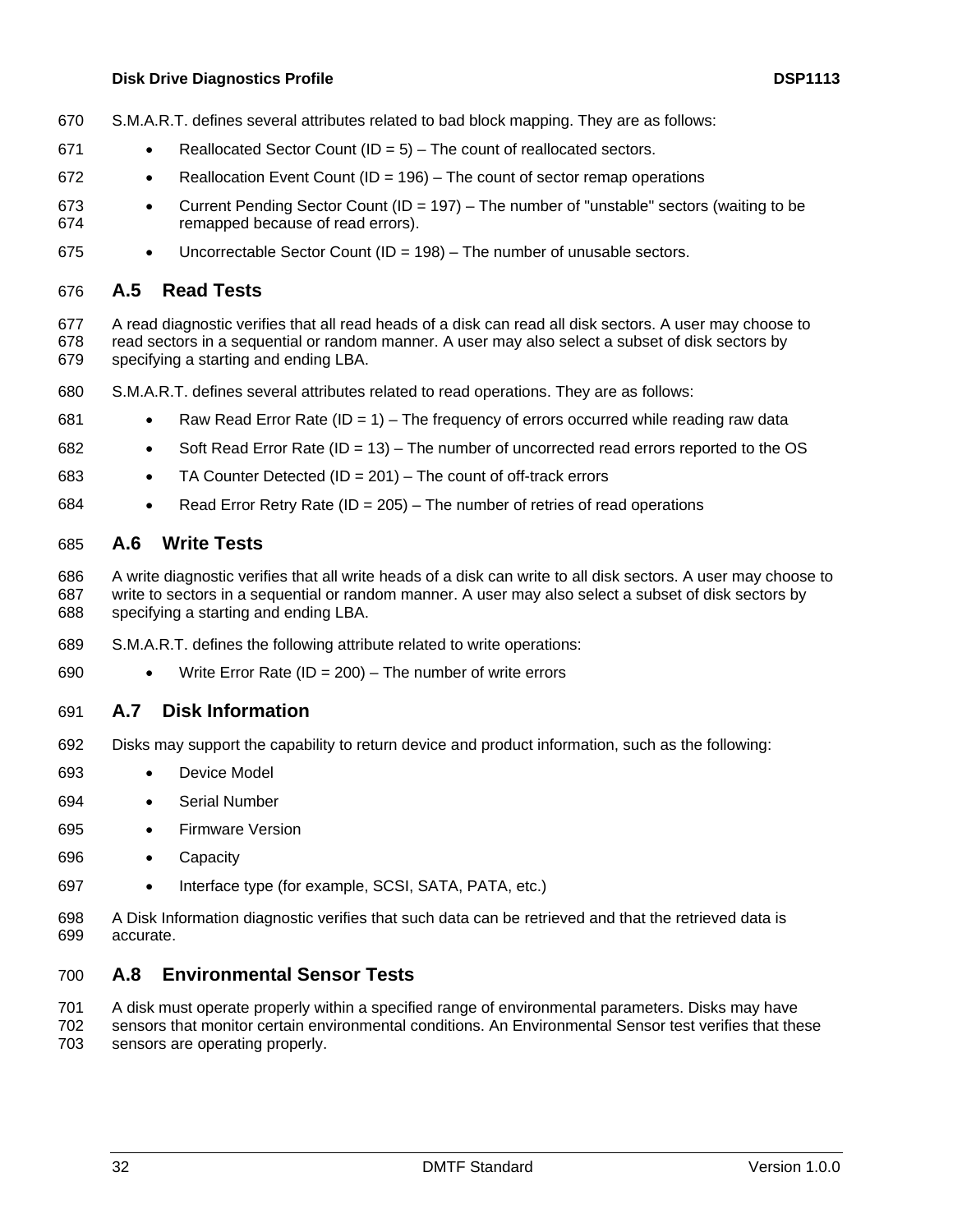S.M.A.R.T. defines several attributes related to bad block mapping. They are as follows:

- Reallocated Sector Count (ID = 5) – The count of reallocated sectors.
- Reallocation Event Count (ID = 196) – The count of sector remap operations
- Current Pending Sector Count (ID = 197) – The number of "unstable" sectors (waiting to be remapped because of read errors).
- Uncorrectable Sector Count (ID = 198) – The number of unusable sectors.

## A.5 Read Tests

A read diagnostic verifies that all read heads of a disk can read all disk sectors. A user may choose to read sectors in a sequential or random manner. A user may also select a subset of disk sectors by specifying a starting and ending LBA.

S.M.A.R.T. defines several attributes related to read operations. They are as follows:

- Raw Read Error Rate (ID = 1) – The frequency of errors occurred while reading raw data
- Soft Read Error Rate (ID = 13) – The number of uncorrected read errors reported to the OS
- TA Counter Detected (ID = 201) – The count of off-track errors
- Read Error Retry Rate (ID = 205) – The number of retries of read operations

## A.6 Write Tests

A write diagnostic verifies that all write heads of a disk can write to all disk sectors. A user may choose to write to sectors in a sequential or random manner. A user may also select a subset of disk sectors by specifying a starting and ending LBA.

S.M.A.R.T. defines the following attribute related to write operations:

- Write Error Rate (ID = 200) – The number of write errors

## A.7 Disk Information

Disks may support the capability to return device and product information, such as the following:

- Device Model
- Serial Number
- Firmware Version
- Capacity
- Interface type (for example, SCSI, SATA, PATA, etc.)

A Disk Information diagnostic verifies that such data can be retrieved and that the retrieved data is accurate.

## A.8 Environmental Sensor Tests

A disk must operate properly within a specified range of environmental parameters. Disks may have sensors that monitor certain environmental conditions. An Environmental Sensor test verifies that these sensors are operating properly.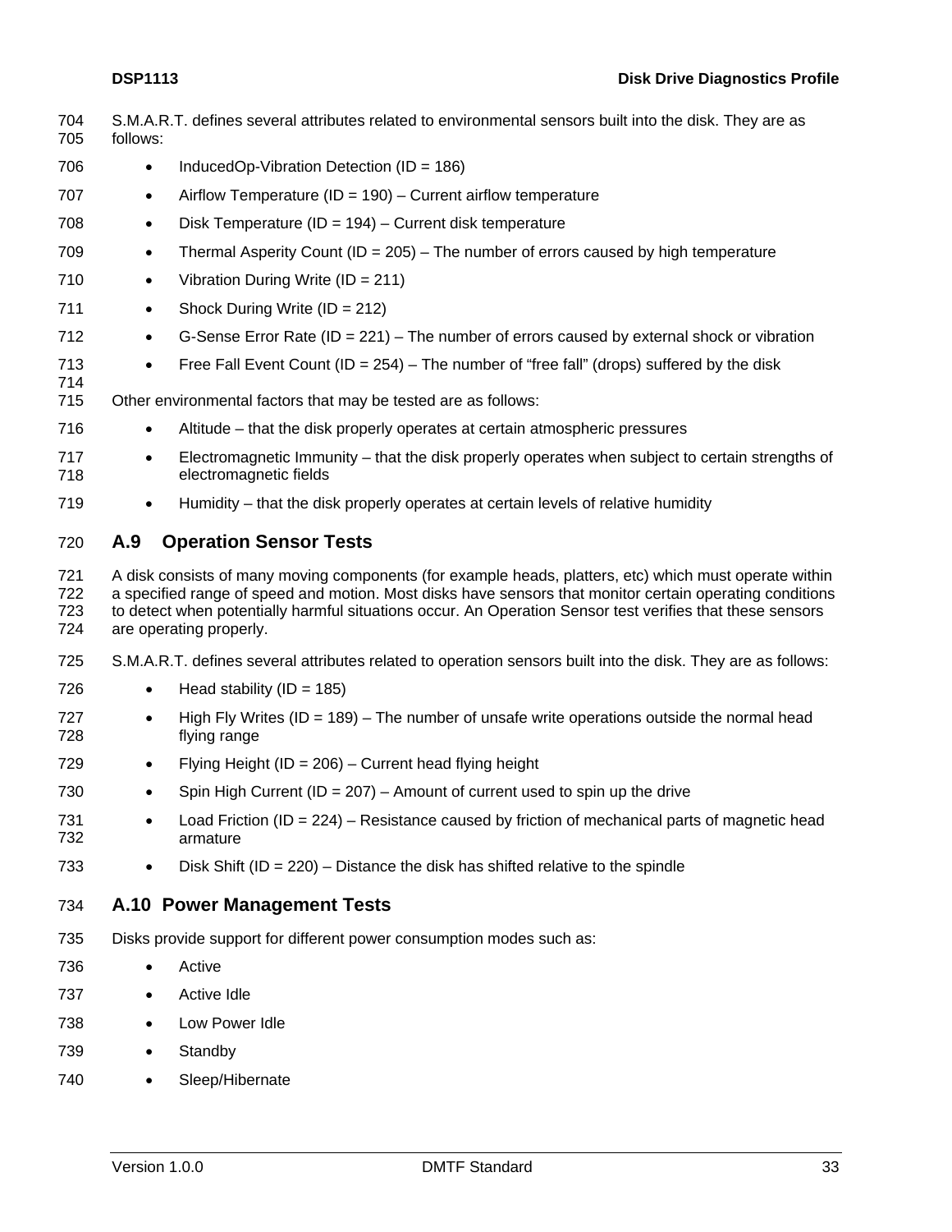S.M.A.R.T. defines several attributes related to environmental sensors built into the disk. They are as follows:

- InducedOp-Vibration Detection (ID = 186)
- Airflow Temperature (ID = 190) – Current airflow temperature
- Disk Temperature (ID = 194) – Current disk temperature
- Thermal Asperity Count (ID = 205) – The number of errors caused by high temperature
- Vibration During Write (ID = 211)
- Shock During Write (ID = 212)
- G-Sense Error Rate (ID = 221) – The number of errors caused by external shock or vibration
- Free Fall Event Count (ID = 254) – The number of “free fall” (drops) suffered by the disk

Other environmental factors that may be tested are as follows:

- Altitude – that the disk properly operates at certain atmospheric pressures
- Electromagnetic Immunity – that the disk properly operates when subject to certain strengths of electromagnetic fields
- Humidity – that the disk properly operates at certain levels of relative humidity

## A.9 Operation Sensor Tests

A disk consists of many moving components (for example heads, platters, etc) which must operate within a specified range of speed and motion. Most disks have sensors that monitor certain operating conditions to detect when potentially harmful situations occur. An Operation Sensor test verifies that these sensors are operating properly.

S.M.A.R.T. defines several attributes related to operation sensors built into the disk. They are as follows:

- Head stability (ID = 185)
- High Fly Writes (ID = 189) – The number of unsafe write operations outside the normal head flying range
- Flying Height (ID = 206) – Current head flying height
- Spin High Current (ID = 207) – Amount of current used to spin up the drive
- Load Friction (ID = 224) – Resistance caused by friction of mechanical parts of magnetic head armature
- Disk Shift (ID = 220) – Distance the disk has shifted relative to the spindle

## A.10 Power Management Tests

Disks provide support for different power consumption modes such as:

- Active
- Active Idle
- Low Power Idle
- Standby
- Sleep/Hibernate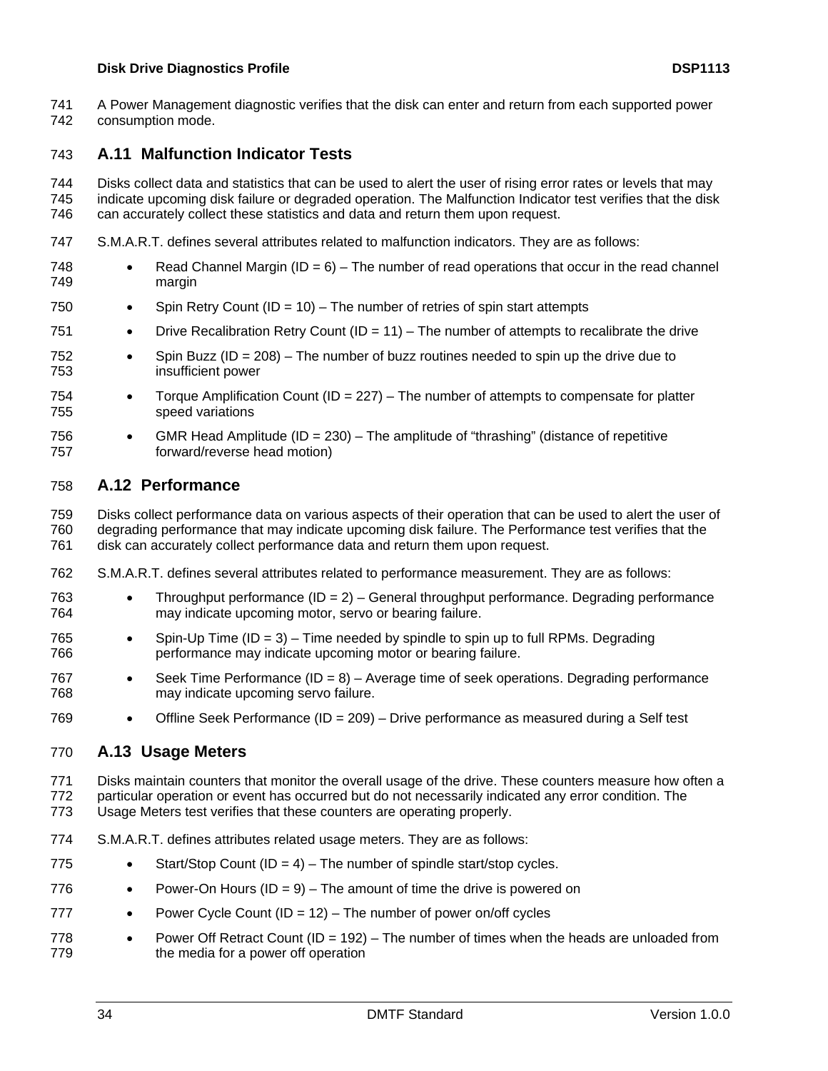A Power Management diagnostic verifies that the disk can enter and return from each supported power consumption mode.

## A.11 Malfunction Indicator Tests

Disks collect data and statistics that can be used to alert the user of rising error rates or levels that may indicate upcoming disk failure or degraded operation. The Malfunction Indicator test verifies that the disk can accurately collect these statistics and data and return them upon request.

S.M.A.R.T. defines several attributes related to malfunction indicators. They are as follows:

- Read Channel Margin (ID = 6) – The number of read operations that occur in the read channel margin
- Spin Retry Count (ID = 10) – The number of retries of spin start attempts
- Drive Recalibration Retry Count (ID = 11) – The number of attempts to recalibrate the drive
- Spin Buzz (ID = 208) – The number of buzz routines needed to spin up the drive due to insufficient power
- Torque Amplification Count (ID = 227) – The number of attempts to compensate for platter speed variations
- GMR Head Amplitude (ID = 230) – The amplitude of "thrashing" (distance of repetitive forward/reverse head motion)

## A.12 Performance

Disks collect performance data on various aspects of their operation that can be used to alert the user of degrading performance that may indicate upcoming disk failure. The Performance test verifies that the disk can accurately collect performance data and return them upon request.

S.M.A.R.T. defines several attributes related to performance measurement. They are as follows:

- Throughput performance (ID = 2) – General throughput performance. Degrading performance may indicate upcoming motor, servo or bearing failure.
- Spin-Up Time (ID = 3) – Time needed by spindle to spin up to full RPMs. Degrading performance may indicate upcoming motor or bearing failure.
- Seek Time Performance (ID = 8) – Average time of seek operations. Degrading performance may indicate upcoming servo failure.
- Offline Seek Performance (ID = 209) – Drive performance as measured during a Self test

## A.13 Usage Meters

Disks maintain counters that monitor the overall usage of the drive. These counters measure how often a particular operation or event has occurred but do not necessarily indicated any error condition. The Usage Meters test verifies that these counters are operating properly.

S.M.A.R.T. defines attributes related usage meters. They are as follows:

- Start/Stop Count (ID = 4) – The number of spindle start/stop cycles.
- Power-On Hours (ID = 9) – The amount of time the drive is powered on
- Power Cycle Count (ID = 12) – The number of power on/off cycles
- Power Off Retract Count (ID = 192) – The number of times when the heads are unloaded from the media for a power off operation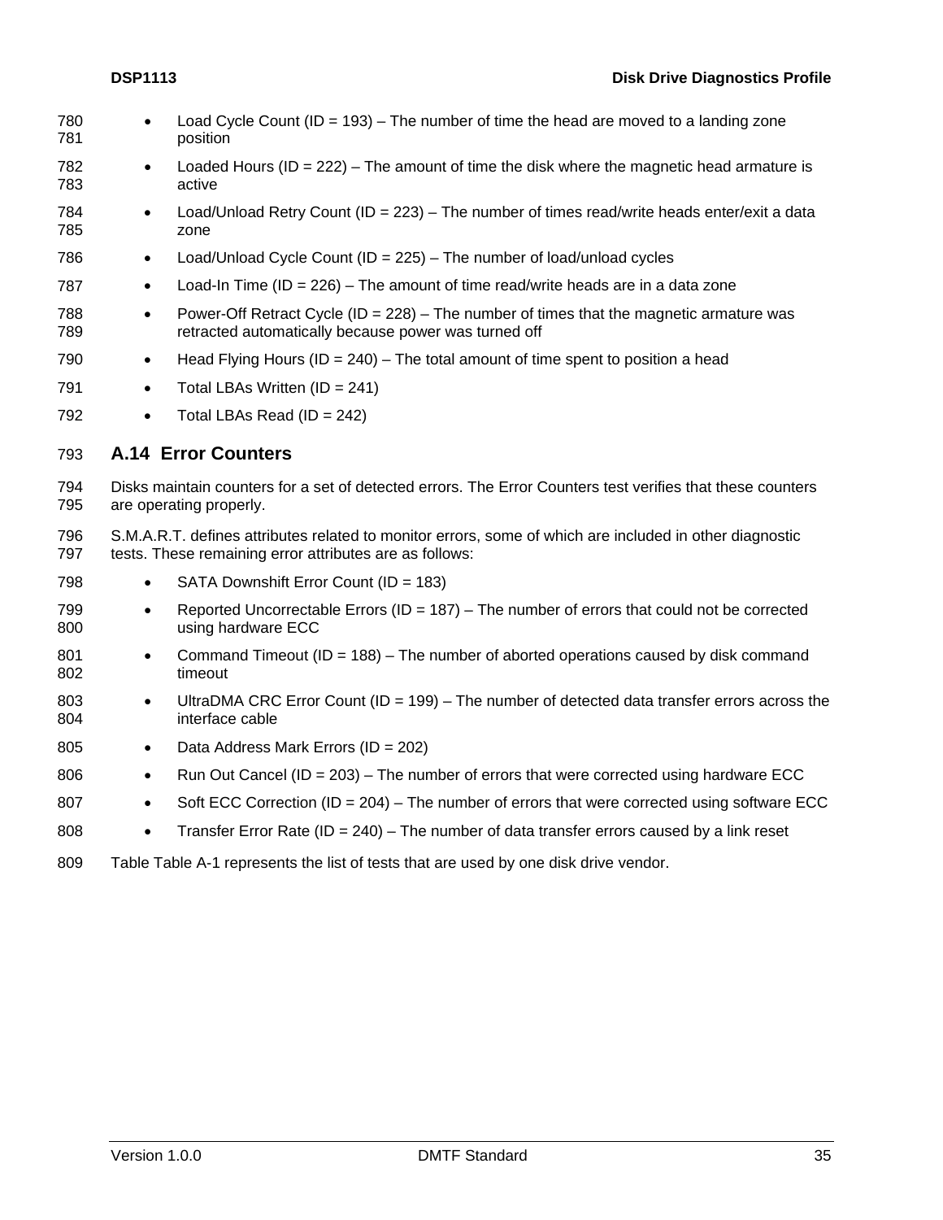- Load Cycle Count (ID = 193) – The number of time the head are moved to a landing zone position
- Loaded Hours (ID = 222) – The amount of time the disk where the magnetic head armature is active
- Load/Unload Retry Count (ID = 223) – The number of times read/write heads enter/exit a data zone
- Load/Unload Cycle Count (ID = 225) – The number of load/unload cycles
- Load-In Time (ID = 226) – The amount of time read/write heads are in a data zone
- Power-Off Retract Cycle (ID = 228) – The number of times that the magnetic armature was retracted automatically because power was turned off
- Head Flying Hours (ID = 240) – The total amount of time spent to position a head
- Total LBAs Written (ID = 241)
- Total LBAs Read (ID = 242)

## A.14 Error Counters

Disks maintain counters for a set of detected errors. The Error Counters test verifies that these counters are operating properly.

S.M.A.R.T. defines attributes related to monitor errors, some of which are included in other diagnostic tests. These remaining error attributes are as follows:

- SATA Downshift Error Count (ID = 183)
- Reported Uncorrectable Errors (ID = 187) – The number of errors that could not be corrected using hardware ECC
- Command Timeout (ID = 188) – The number of aborted operations caused by disk command timeout
- UltraDMA CRC Error Count (ID = 199) – The number of detected data transfer errors across the interface cable
- Data Address Mark Errors (ID = 202)
- Run Out Cancel (ID = 203) – The number of errors that were corrected using hardware ECC
- Soft ECC Correction (ID = 204) – The number of errors that were corrected using software ECC
- Transfer Error Rate (ID = 240) – The number of data transfer errors caused by a link reset

Table Table A-1 represents the list of tests that are used by one disk drive vendor.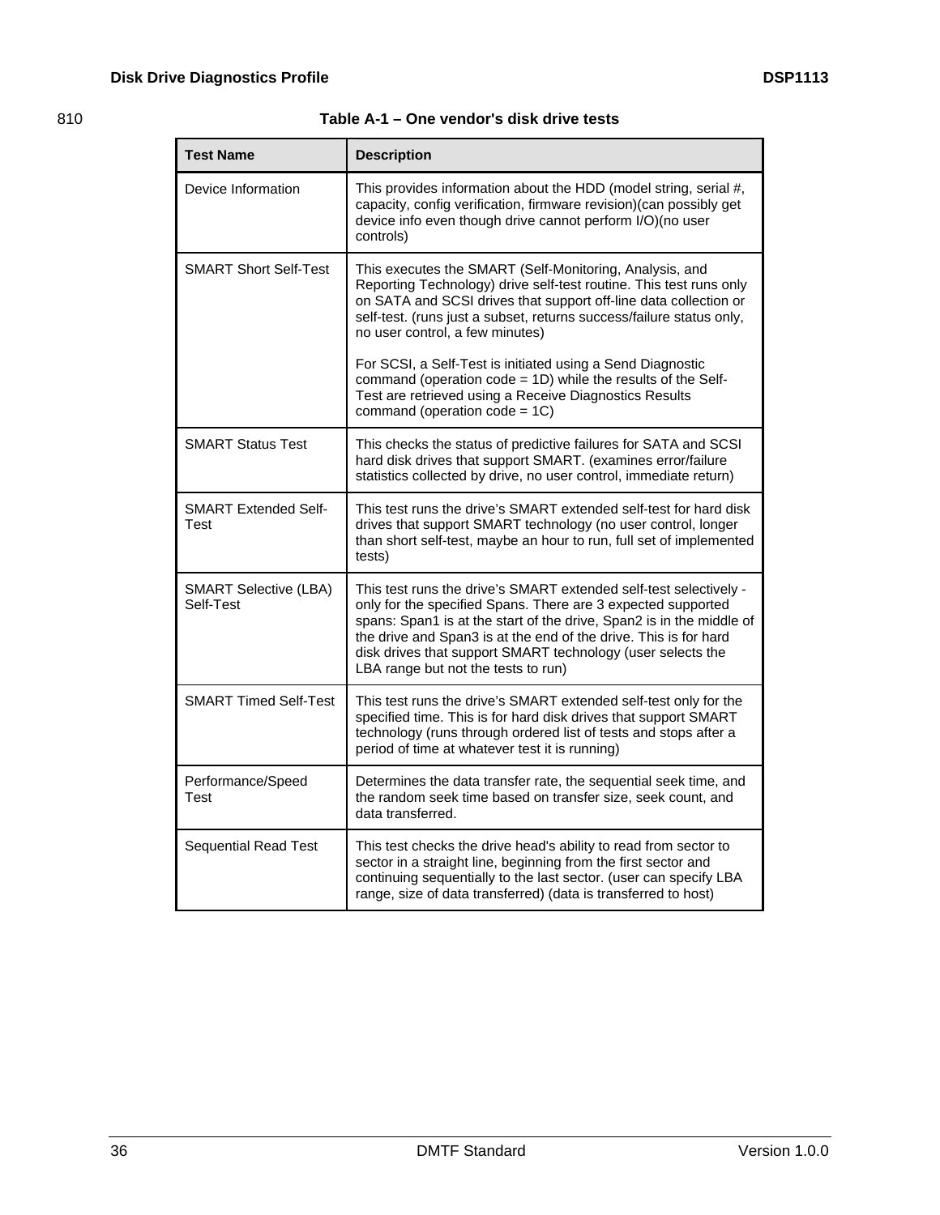Table A-1 – One vendor's disk drive tests

| Test Name | Description |
| --- | --- |
| Device Information | This provides information about the HDD (model string, serial #, capacity, config verification, firmware revision)(can possibly get device info even though drive cannot perform I/O)(no user controls) |
| SMART Short Self-Test | This executes the SMART (Self-Monitoring, Analysis, and Reporting Technology) drive self-test routine. This test runs only on SATA and SCSI drives that support off-line data collection or self-test. (runs just a subset, returns success/failure status only, no user control, a few minutes)<br><br>For SCSI, a Self-Test is initiated using a Send Diagnostic command (operation code = 1D) while the results of the Self-Test are retrieved using a Receive Diagnostics Results command (operation code = 1C) |
| SMART Status Test | This checks the status of predictive failures for SATA and SCSI hard disk drives that support SMART. (examines error/failure statistics collected by drive, no user control, immediate return) |
| SMART Extended Self-Test | This test runs the drive's SMART extended self-test for hard disk drives that support SMART technology (no user control, longer than short self-test, maybe an hour to run, full set of implemented tests) |
| SMART Selective (LBA) Self-Test | This test runs the drive's SMART extended self-test selectively - only for the specified Spans. There are 3 expected supported spans: Span1 is at the start of the drive, Span2 is in the middle of the drive and Span3 is at the end of the drive. This is for hard disk drives that support SMART technology (user selects the LBA range but not the tests to run) |
| SMART Timed Self-Test | This test runs the drive's SMART extended self-test only for the specified time. This is for hard disk drives that support SMART technology (runs through ordered list of tests and stops after a period of time at whatever test it is running) |
| Performance/Speed Test | Determines the data transfer rate, the sequential seek time, and the random seek time based on transfer size, seek count, and data transferred. |
| Sequential Read Test | This test checks the drive head's ability to read from sector to sector in a straight line, beginning from the first sector and continuing sequentially to the last sector. (user can specify LBA range, size of data transferred) (data is transferred to host) |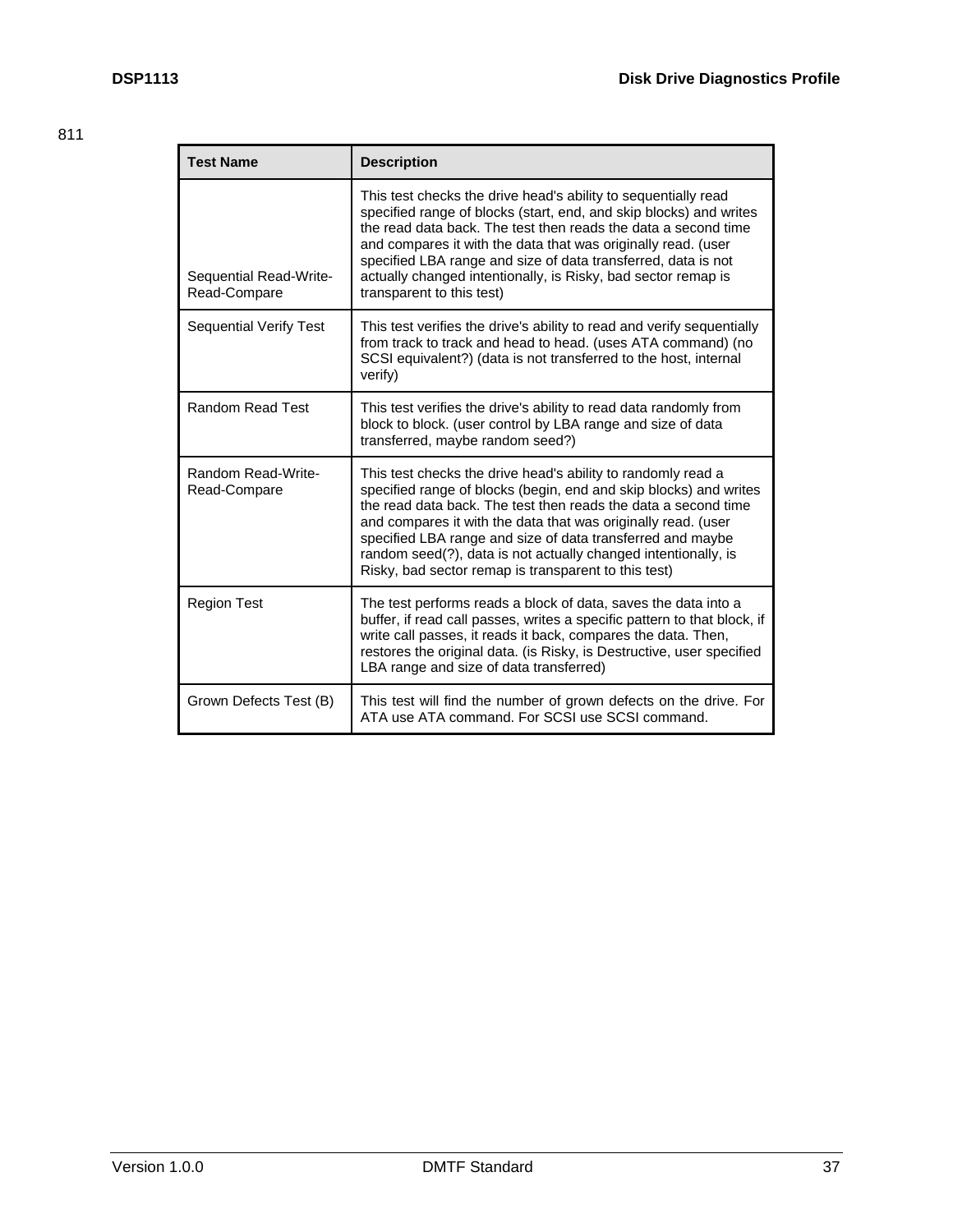| Test Name | Description |
|---|---|
| Sequential Read-Write-Read-Compare | This test checks the drive head's ability to sequentially read specified range of blocks (start, end, and skip blocks) and writes the read data back. The test then reads the data a second time and compares it with the data that was originally read. (user specified LBA range and size of data transferred, data is not actually changed intentionally, is Risky, bad sector remap is transparent to this test) |
| Sequential Verify Test | This test verifies the drive's ability to read and verify sequentially from track to track and head to head. (uses ATA command) (no SCSI equivalent?) (data is not transferred to the host, internal verify) |
| Random Read Test | This test verifies the drive's ability to read data randomly from block to block. (user control by LBA range and size of data transferred, maybe random seed?) |
| Random Read-Write-Read-Compare | This test checks the drive head's ability to randomly read a specified range of blocks (begin, end and skip blocks) and writes the read data back. The test then reads the data a second time and compares it with the data that was originally read. (user specified LBA range and size of data transferred and maybe random seed(?), data is not actually changed intentionally, is Risky, bad sector remap is transparent to this test) |
| Region Test | The test performs reads a block of data, saves the data into a buffer, if read call passes, writes a specific pattern to that block, if write call passes, it reads it back, compares the data. Then, restores the original data. (is Risky, is Destructive, user specified LBA range and size of data transferred) |
| Grown Defects Test (B) | This test will find the number of grown defects on the drive. For ATA use ATA command. For SCSI use SCSI command. |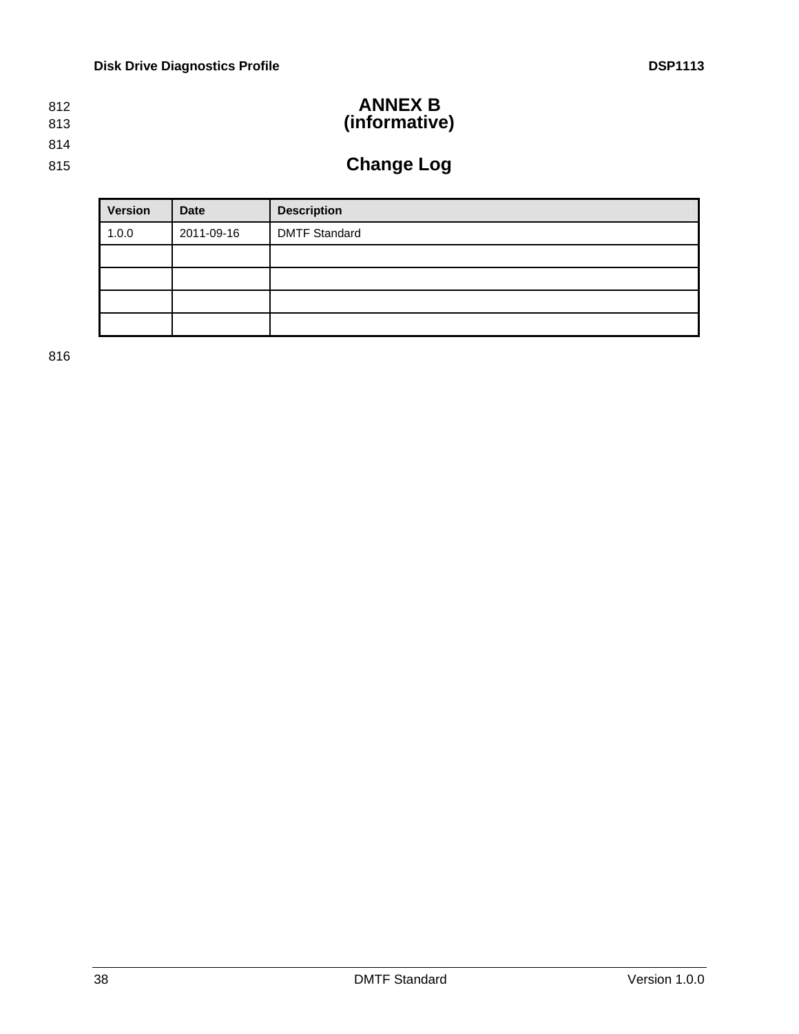# ANNEX B
# (informative)

## Change Log

| Version | Date | Description |
|---|---|---|
| 1.0.0 | 2011-09-16 | DMTF Standard |
| | | |
| | | |
| | | |
| | | |